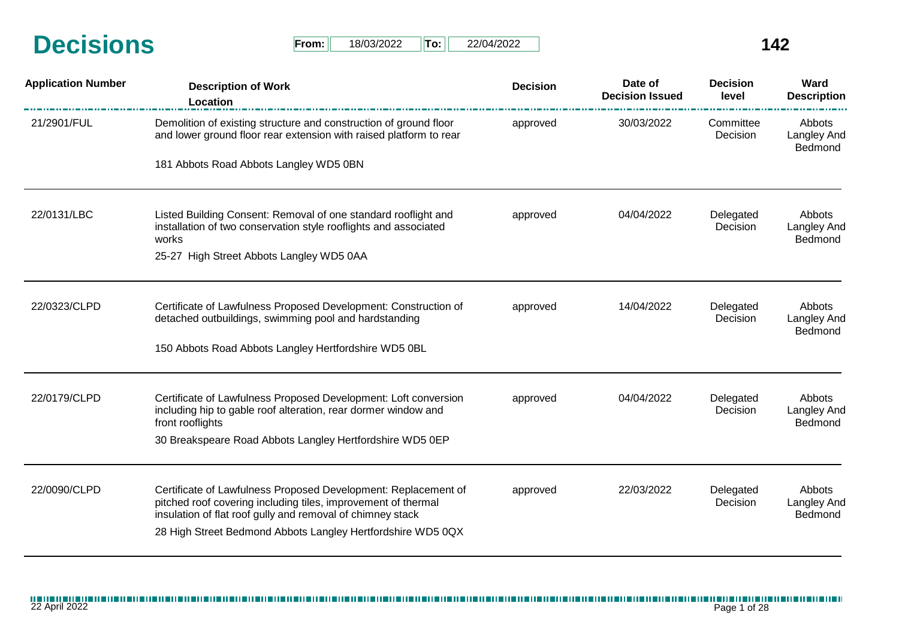# Decisions

**From:** 18/03/2022 **To:** 22/04/2022

**142**

| Application Number | Description of Work / Location | Decision | Date of Decision Issued | Decision level | Ward Description |
|---|---|---|---|---|---|
| 21/2901/FUL | Demolition of existing structure and construction of ground floor and lower ground floor rear extension with raised platform to rear<br>181 Abbots Road Abbots Langley WD5 0BN | approved | 30/03/2022 | Committee Decision | Abbots Langley And Bedmond |
| 22/0131/LBC | Listed Building Consent: Removal of one standard rooflight and installation of two conservation style rooflights and associated works<br>25-27 High Street Abbots Langley WD5 0AA | approved | 04/04/2022 | Delegated Decision | Abbots Langley And Bedmond |
| 22/0323/CLPD | Certificate of Lawfulness Proposed Development: Construction of detached outbuildings, swimming pool and hardstanding<br>150 Abbots Road Abbots Langley Hertfordshire WD5 0BL | approved | 14/04/2022 | Delegated Decision | Abbots Langley And Bedmond |
| 22/0179/CLPD | Certificate of Lawfulness Proposed Development: Loft conversion including hip to gable roof alteration, rear dormer window and front rooflights<br>30 Breakspeare Road Abbots Langley Hertfordshire WD5 0EP | approved | 04/04/2022 | Delegated Decision | Abbots Langley And Bedmond |
| 22/0090/CLPD | Certificate of Lawfulness Proposed Development: Replacement of pitched roof covering including tiles, improvement of thermal insulation of flat roof gully and removal of chimney stack<br>28 High Street Bedmond Abbots Langley Hertfordshire WD5 0QX | approved | 22/03/2022 | Delegated Decision | Abbots Langley And Bedmond |

22 April 2022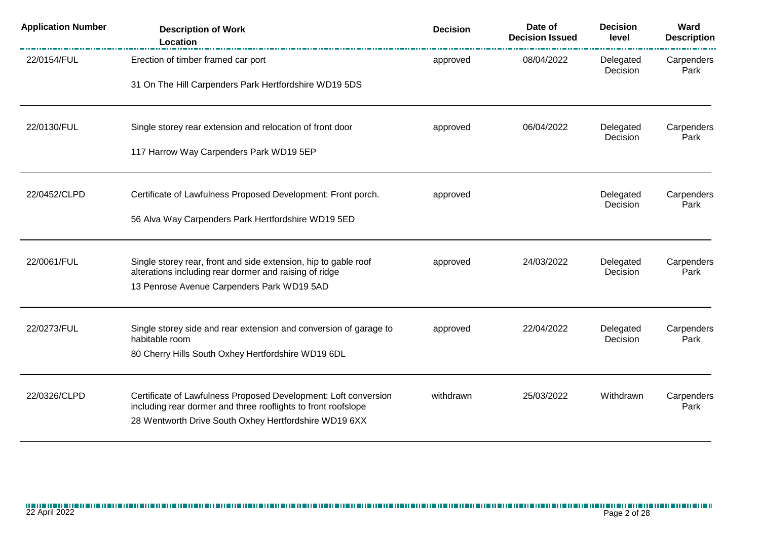| Application Number | Description of Work<br>Location | Decision | Date of Decision Issued | Decision level | Ward Description |
|---|---|---|---|---|---|
| 22/0154/FUL | Erection of timber framed car port<br>31 On The Hill Carpenders Park Hertfordshire WD19 5DS | approved | 08/04/2022 | Delegated Decision | Carpenders Park |
| 22/0130/FUL | Single storey rear extension and relocation of front door<br>117 Harrow Way Carpenders Park WD19 5EP | approved | 06/04/2022 | Delegated Decision | Carpenders Park |
| 22/0452/CLPD | Certificate of Lawfulness Proposed Development: Front porch.<br>56 Alva Way Carpenders Park Hertfordshire WD19 5ED | approved | | Delegated Decision | Carpenders Park |
| 22/0061/FUL | Single storey rear, front and side extension, hip to gable roof alterations including rear dormer and raising of ridge<br>13 Penrose Avenue Carpenders Park WD19 5AD | approved | 24/03/2022 | Delegated Decision | Carpenders Park |
| 22/0273/FUL | Single storey side and rear extension and conversion of garage to habitable room<br>80 Cherry Hills South Oxhey Hertfordshire WD19 6DL | approved | 22/04/2022 | Delegated Decision | Carpenders Park |
| 22/0326/CLPD | Certificate of Lawfulness Proposed Development: Loft conversion including rear dormer and three rooflights to front roofslope<br>28 Wentworth Drive South Oxhey Hertfordshire WD19 6XX | withdrawn | 25/03/2022 | Withdrawn | Carpenders Park |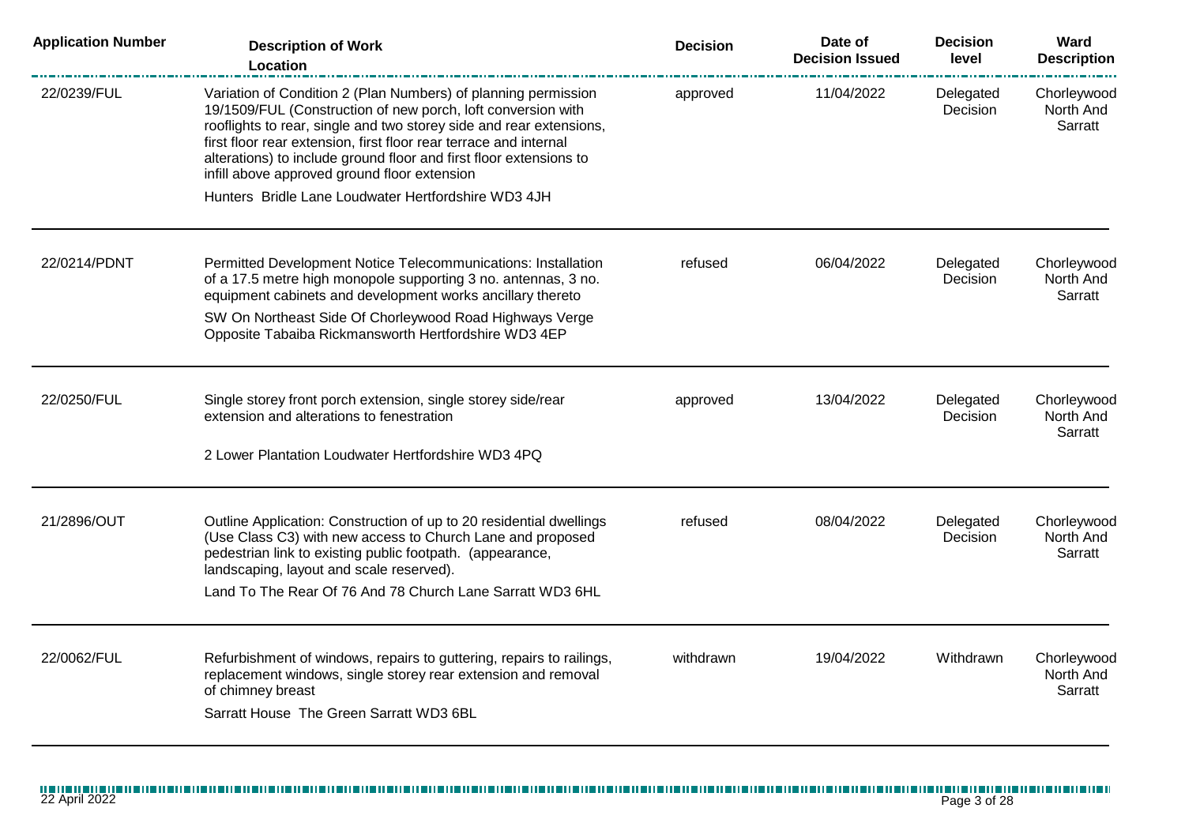| Application Number | Description of Work<br>Location | Decision | Date of Decision Issued | Decision level | Ward Description |
|---|---|---|---|---|---|
| 22/0239/FUL | Variation of Condition 2 (Plan Numbers) of planning permission 19/1509/FUL (Construction of new porch, loft conversion with rooflights to rear, single and two storey side and rear extensions, first floor rear extension, first floor rear terrace and internal alterations) to include ground floor and first floor extensions to infill above approved ground floor extension<br>Hunters Bridle Lane Loudwater Hertfordshire WD3 4JH | approved | 11/04/2022 | Delegated Decision | Chorleywood North And Sarratt |
| 22/0214/PDNT | Permitted Development Notice Telecommunications: Installation of a 17.5 metre high monopole supporting 3 no. antennas, 3 no. equipment cabinets and development works ancillary thereto<br>SW On Northeast Side Of Chorleywood Road Highways Verge Opposite Tabaiba Rickmansworth Hertfordshire WD3 4EP | refused | 06/04/2022 | Delegated Decision | Chorleywood North And Sarratt |
| 22/0250/FUL | Single storey front porch extension, single storey side/rear extension and alterations to fenestration<br>2 Lower Plantation Loudwater Hertfordshire WD3 4PQ | approved | 13/04/2022 | Delegated Decision | Chorleywood North And Sarratt |
| 21/2896/OUT | Outline Application: Construction of up to 20 residential dwellings (Use Class C3) with new access to Church Lane and proposed pedestrian link to existing public footpath. (appearance, landscaping, layout and scale reserved).<br>Land To The Rear Of 76 And 78 Church Lane Sarratt WD3 6HL | refused | 08/04/2022 | Delegated Decision | Chorleywood North And Sarratt |
| 22/0062/FUL | Refurbishment of windows, repairs to guttering, repairs to railings, replacement windows, single storey rear extension and removal of chimney breast<br>Sarratt House The Green Sarratt WD3 6BL | withdrawn | 19/04/2022 | Withdrawn | Chorleywood North And Sarratt |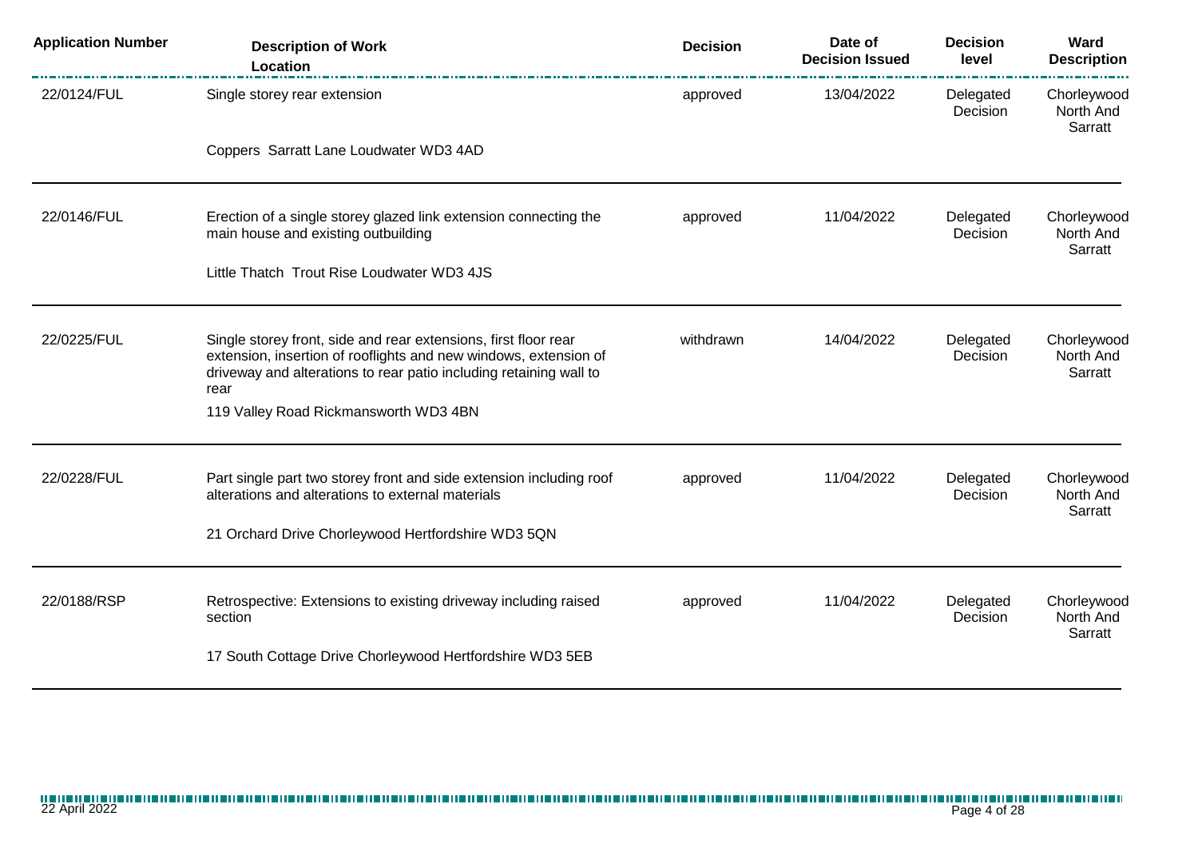| Application Number | Description of Work Location | Decision | Date of Decision Issued | Decision level | Ward Description |
|---|---|---|---|---|---|
| 22/0124/FUL | Single storey rear extension<br><br>Coppers Sarratt Lane Loudwater WD3 4AD | approved | 13/04/2022 | Delegated Decision | Chorleywood North And Sarratt |
| 22/0146/FUL | Erection of a single storey glazed link extension connecting the main house and existing outbuilding<br><br>Little Thatch Trout Rise Loudwater WD3 4JS | approved | 11/04/2022 | Delegated Decision | Chorleywood North And Sarratt |
| 22/0225/FUL | Single storey front, side and rear extensions, first floor rear extension, insertion of rooflights and new windows, extension of driveway and alterations to rear patio including retaining wall to rear<br><br>119 Valley Road Rickmansworth WD3 4BN | withdrawn | 14/04/2022 | Delegated Decision | Chorleywood North And Sarratt |
| 22/0228/FUL | Part single part two storey front and side extension including roof alterations and alterations to external materials<br><br>21 Orchard Drive Chorleywood Hertfordshire WD3 5QN | approved | 11/04/2022 | Delegated Decision | Chorleywood North And Sarratt |
| 22/0188/RSP | Retrospective: Extensions to existing driveway including raised section<br><br>17 South Cottage Drive Chorleywood Hertfordshire WD3 5EB | approved | 11/04/2022 | Delegated Decision | Chorleywood North And Sarratt |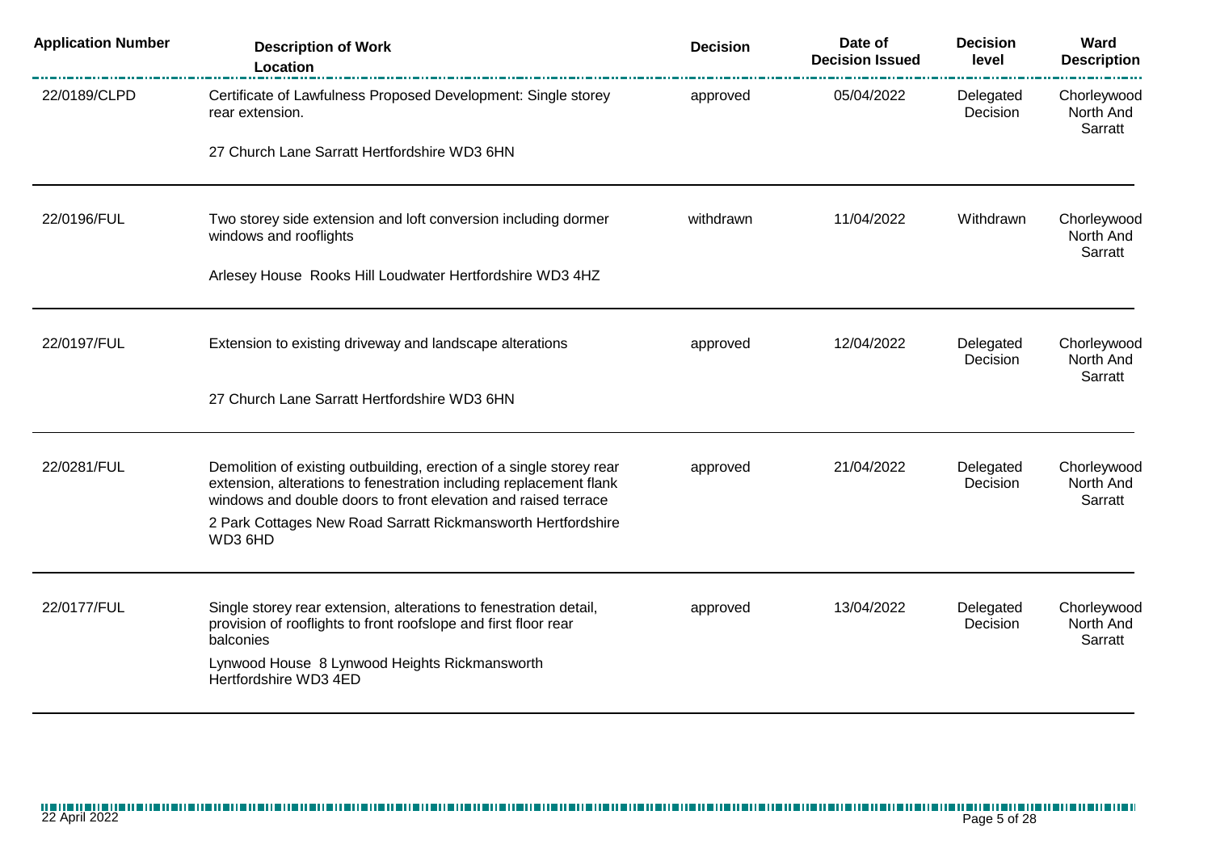| Application Number | Description of Work<br>Location | Decision | Date of Decision Issued | Decision level | Ward Description |
|---|---|---|---|---|---|
| 22/0189/CLPD | Certificate of Lawfulness Proposed Development: Single storey rear extension.<br>27 Church Lane Sarratt Hertfordshire WD3 6HN | approved | 05/04/2022 | Delegated Decision | Chorleywood North And Sarratt |
| 22/0196/FUL | Two storey side extension and loft conversion including dormer windows and rooflights<br>Arlesey House Rooks Hill Loudwater Hertfordshire WD3 4HZ | withdrawn | 11/04/2022 | Withdrawn | Chorleywood North And Sarratt |
| 22/0197/FUL | Extension to existing driveway and landscape alterations<br>27 Church Lane Sarratt Hertfordshire WD3 6HN | approved | 12/04/2022 | Delegated Decision | Chorleywood North And Sarratt |
| 22/0281/FUL | Demolition of existing outbuilding, erection of a single storey rear extension, alterations to fenestration including replacement flank windows and double doors to front elevation and raised terrace<br>2 Park Cottages New Road Sarratt Rickmansworth Hertfordshire WD3 6HD | approved | 21/04/2022 | Delegated Decision | Chorleywood North And Sarratt |
| 22/0177/FUL | Single storey rear extension, alterations to fenestration detail, provision of rooflights to front roofslope and first floor rear balconies<br>Lynwood House 8 Lynwood Heights Rickmansworth Hertfordshire WD3 4ED | approved | 13/04/2022 | Delegated Decision | Chorleywood North And Sarratt |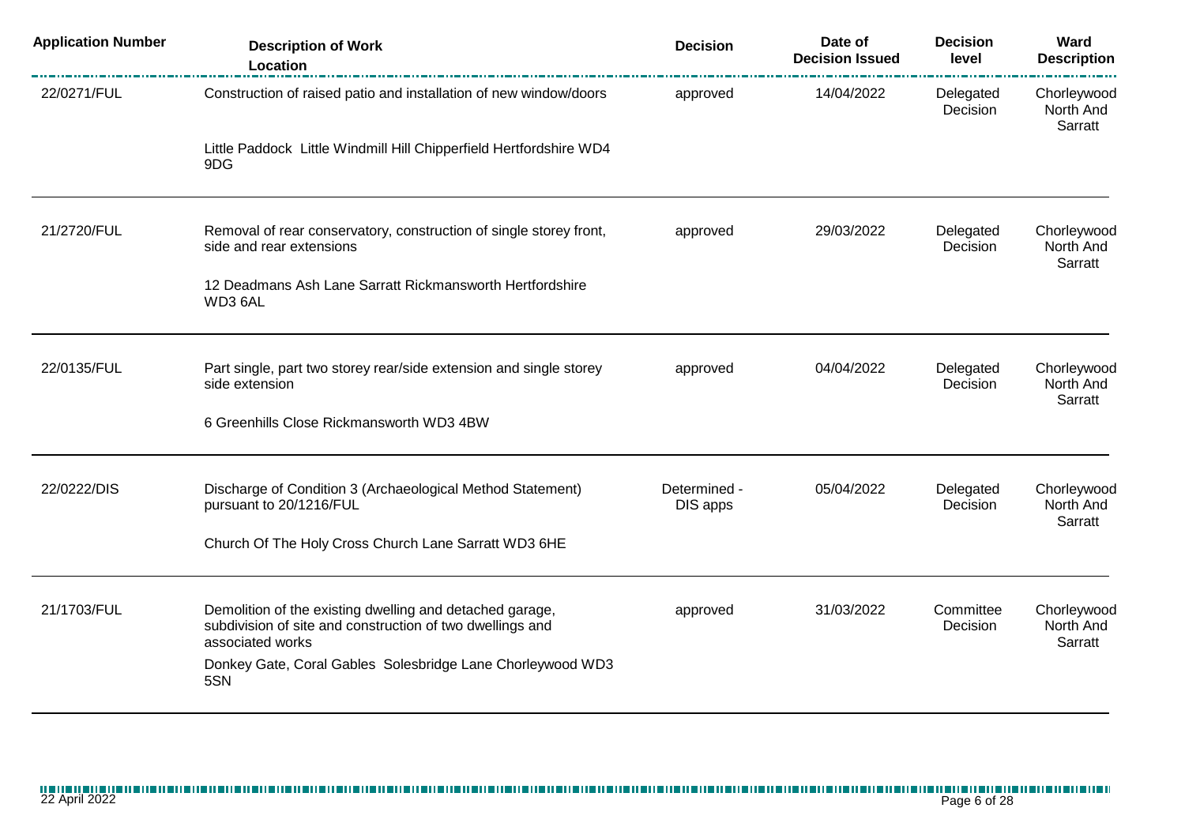| Application Number | Description of Work<br>Location | Decision | Date of Decision Issued | Decision level | Ward Description |
|---|---|---|---|---|---|
| 22/0271/FUL | Construction of raised patio and installation of new window/doors<br>Little Paddock Little Windmill Hill Chipperfield Hertfordshire WD4 9DG | approved | 14/04/2022 | Delegated Decision | Chorleywood North And Sarratt |
| 21/2720/FUL | Removal of rear conservatory, construction of single storey front, side and rear extensions<br>12 Deadmans Ash Lane Sarratt Rickmansworth Hertfordshire WD3 6AL | approved | 29/03/2022 | Delegated Decision | Chorleywood North And Sarratt |
| 22/0135/FUL | Part single, part two storey rear/side extension and single storey side extension<br>6 Greenhills Close Rickmansworth WD3 4BW | approved | 04/04/2022 | Delegated Decision | Chorleywood North And Sarratt |
| 22/0222/DIS | Discharge of Condition 3 (Archaeological Method Statement) pursuant to 20/1216/FUL<br>Church Of The Holy Cross Church Lane Sarratt WD3 6HE | Determined - DIS apps | 05/04/2022 | Delegated Decision | Chorleywood North And Sarratt |
| 21/1703/FUL | Demolition of the existing dwelling and detached garage, subdivision of site and construction of two dwellings and associated works<br>Donkey Gate, Coral Gables Solesbridge Lane Chorleywood WD3 5SN | approved | 31/03/2022 | Committee Decision | Chorleywood North And Sarratt |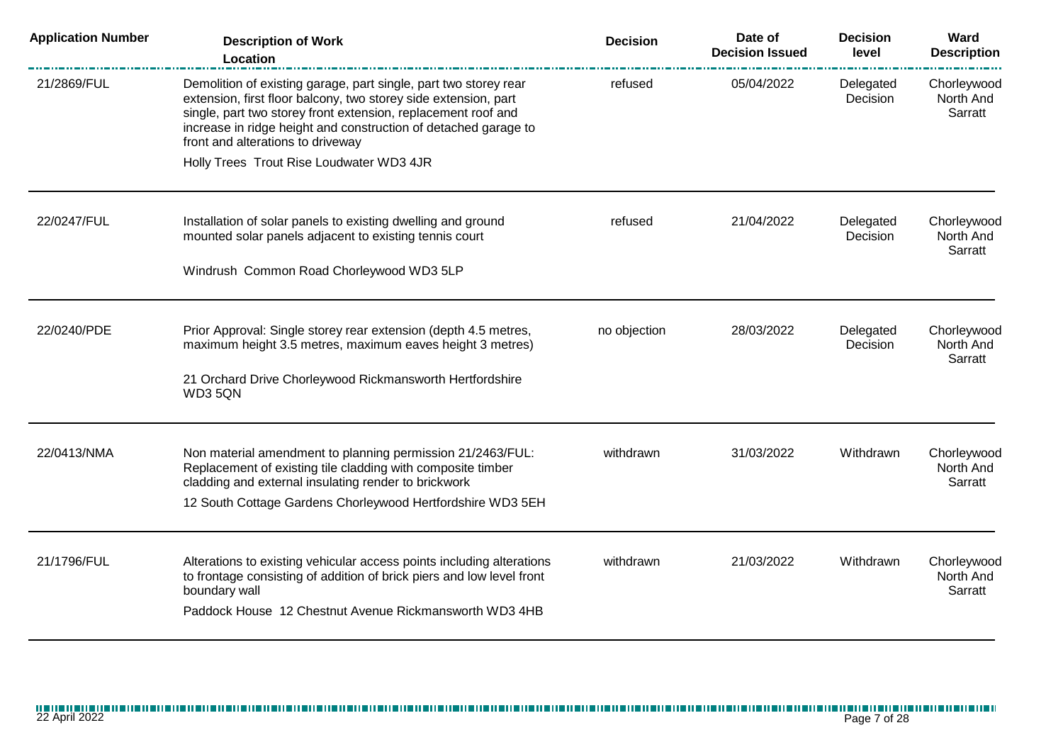| Application Number | Description of Work<br>Location | Decision | Date of Decision Issued | Decision level | Ward Description |
|---|---|---|---|---|---|
| 21/2869/FUL | Demolition of existing garage, part single, part two storey rear extension, first floor balcony, two storey side extension, part single, part two storey front extension, replacement roof and increase in ridge height and construction of detached garage to front and alterations to driveway<br>Holly Trees Trout Rise Loudwater WD3 4JR | refused | 05/04/2022 | Delegated Decision | Chorleywood North And Sarratt |
| 22/0247/FUL | Installation of solar panels to existing dwelling and ground mounted solar panels adjacent to existing tennis court<br>Windrush Common Road Chorleywood WD3 5LP | refused | 21/04/2022 | Delegated Decision | Chorleywood North And Sarratt |
| 22/0240/PDE | Prior Approval: Single storey rear extension (depth 4.5 metres, maximum height 3.5 metres, maximum eaves height 3 metres)<br>21 Orchard Drive Chorleywood Rickmansworth Hertfordshire WD3 5QN | no objection | 28/03/2022 | Delegated Decision | Chorleywood North And Sarratt |
| 22/0413/NMA | Non material amendment to planning permission 21/2463/FUL: Replacement of existing tile cladding with composite timber cladding and external insulating render to brickwork<br>12 South Cottage Gardens Chorleywood Hertfordshire WD3 5EH | withdrawn | 31/03/2022 | Withdrawn | Chorleywood North And Sarratt |
| 21/1796/FUL | Alterations to existing vehicular access points including alterations to frontage consisting of addition of brick piers and low level front boundary wall<br>Paddock House 12 Chestnut Avenue Rickmansworth WD3 4HB | withdrawn | 21/03/2022 | Withdrawn | Chorleywood North And Sarratt |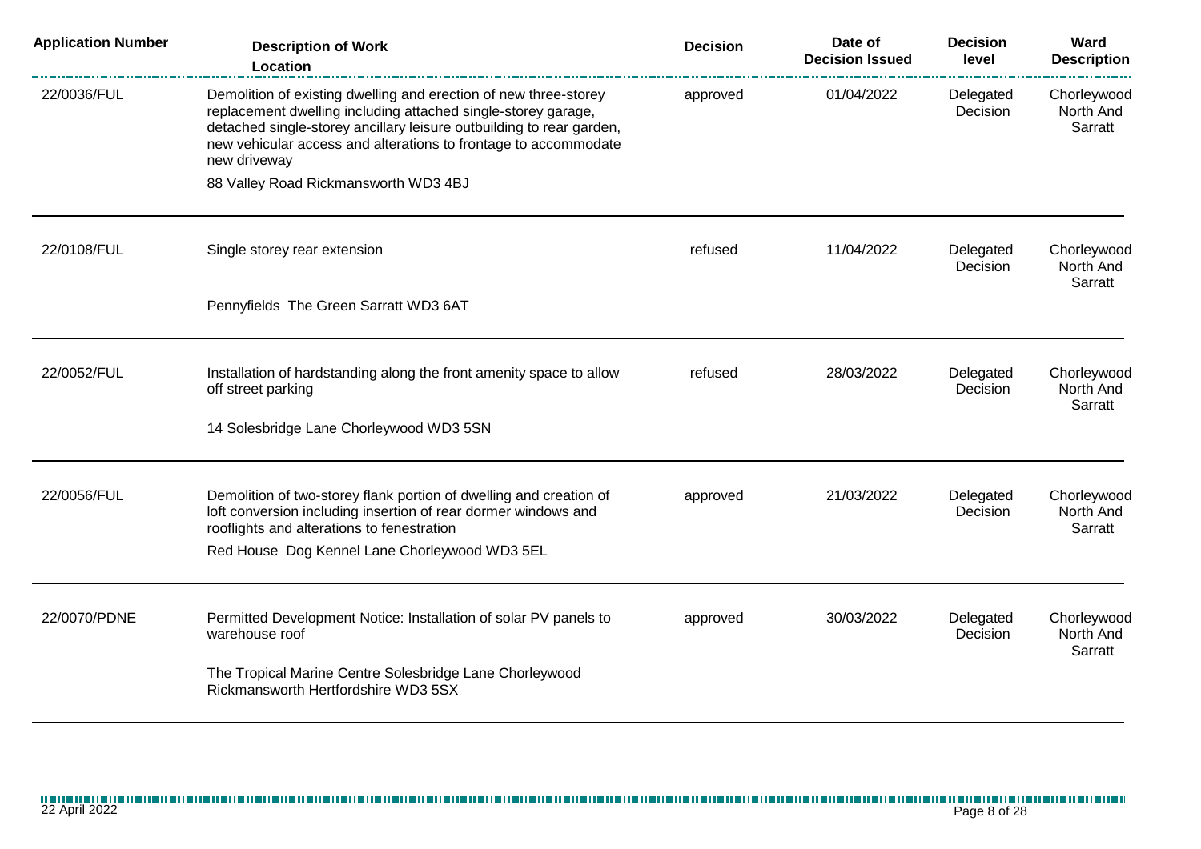| Application Number | Description of Work<br>Location | Decision | Date of Decision Issued | Decision level | Ward Description |
|---|---|---|---|---|---|
| 22/0036/FUL | Demolition of existing dwelling and erection of new three-storey replacement dwelling including attached single-storey garage, detached single-storey ancillary leisure outbuilding to rear garden, new vehicular access and alterations to frontage to accommodate new driveway<br>88 Valley Road Rickmansworth WD3 4BJ | approved | 01/04/2022 | Delegated Decision | Chorleywood North And Sarratt |
| 22/0108/FUL | Single storey rear extension<br>Pennyfields The Green Sarratt WD3 6AT | refused | 11/04/2022 | Delegated Decision | Chorleywood North And Sarratt |
| 22/0052/FUL | Installation of hardstanding along the front amenity space to allow off street parking<br>14 Solesbridge Lane Chorleywood WD3 5SN | refused | 28/03/2022 | Delegated Decision | Chorleywood North And Sarratt |
| 22/0056/FUL | Demolition of two-storey flank portion of dwelling and creation of loft conversion including insertion of rear dormer windows and rooflights and alterations to fenestration<br>Red House Dog Kennel Lane Chorleywood WD3 5EL | approved | 21/03/2022 | Delegated Decision | Chorleywood North And Sarratt |
| 22/0070/PDNE | Permitted Development Notice: Installation of solar PV panels to warehouse roof<br>The Tropical Marine Centre Solesbridge Lane Chorleywood Rickmansworth Hertfordshire WD3 5SX | approved | 30/03/2022 | Delegated Decision | Chorleywood North And Sarratt |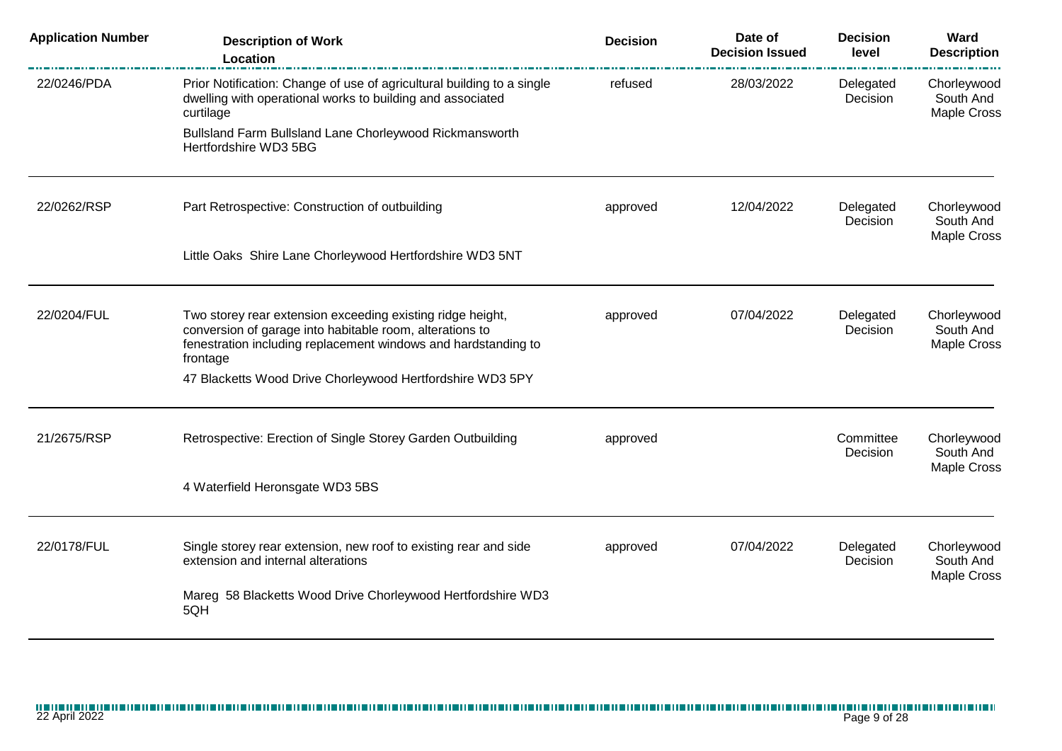| Application Number | Description of Work<br>Location | Decision | Date of Decision Issued | Decision level | Ward Description |
|---|---|---|---|---|---|
| 22/0246/PDA | Prior Notification: Change of use of agricultural building to a single dwelling with operational works to building and associated curtilage<br>Bullsland Farm Bullsland Lane Chorleywood Rickmansworth Hertfordshire WD3 5BG | refused | 28/03/2022 | Delegated Decision | Chorleywood South And Maple Cross |
| 22/0262/RSP | Part Retrospective: Construction of outbuilding<br>Little Oaks Shire Lane Chorleywood Hertfordshire WD3 5NT | approved | 12/04/2022 | Delegated Decision | Chorleywood South And Maple Cross |
| 22/0204/FUL | Two storey rear extension exceeding existing ridge height, conversion of garage into habitable room, alterations to fenestration including replacement windows and hardstanding to frontage<br>47 Blacketts Wood Drive Chorleywood Hertfordshire WD3 5PY | approved | 07/04/2022 | Delegated Decision | Chorleywood South And Maple Cross |
| 21/2675/RSP | Retrospective: Erection of Single Storey Garden Outbuilding<br>4 Waterfield Heronsgate WD3 5BS | approved | | Committee Decision | Chorleywood South And Maple Cross |
| 22/0178/FUL | Single storey rear extension, new roof to existing rear and side extension and internal alterations<br>Mareg 58 Blacketts Wood Drive Chorleywood Hertfordshire WD3 5QH | approved | 07/04/2022 | Delegated Decision | Chorleywood South And Maple Cross |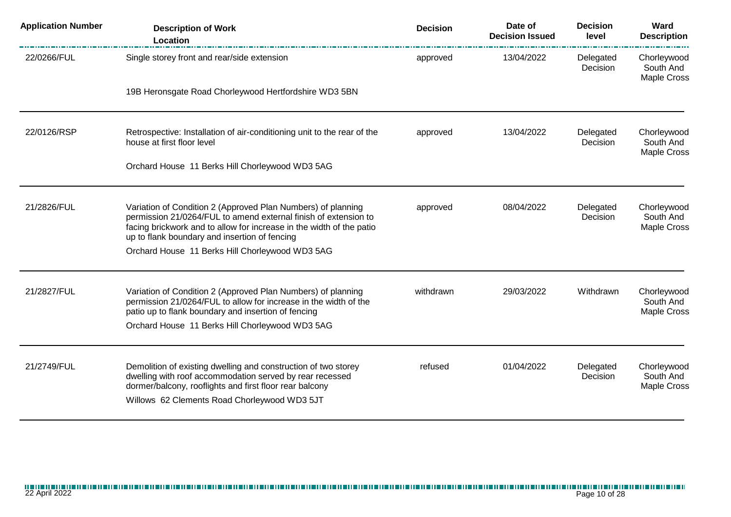| Application Number | Description of Work Location | Decision | Date of Decision Issued | Decision level | Ward Description |
| --- | --- | --- | --- | --- | --- |
| 22/0266/FUL | Single storey front and rear/side extension<br><br>19B Heronsgate Road Chorleywood Hertfordshire WD3 5BN | approved | 13/04/2022 | Delegated Decision | Chorleywood South And Maple Cross |
| 22/0126/RSP | Retrospective: Installation of air-conditioning unit to the rear of the house at first floor level<br><br>Orchard House 11 Berks Hill Chorleywood WD3 5AG | approved | 13/04/2022 | Delegated Decision | Chorleywood South And Maple Cross |
| 21/2826/FUL | Variation of Condition 2 (Approved Plan Numbers) of planning permission 21/0264/FUL to amend external finish of extension to facing brickwork and to allow for increase in the width of the patio up to flank boundary and insertion of fencing<br><br>Orchard House 11 Berks Hill Chorleywood WD3 5AG | approved | 08/04/2022 | Delegated Decision | Chorleywood South And Maple Cross |
| 21/2827/FUL | Variation of Condition 2 (Approved Plan Numbers) of planning permission 21/0264/FUL to allow for increase in the width of the patio up to flank boundary and insertion of fencing<br><br>Orchard House 11 Berks Hill Chorleywood WD3 5AG | withdrawn | 29/03/2022 | Withdrawn | Chorleywood South And Maple Cross |
| 21/2749/FUL | Demolition of existing dwelling and construction of two storey dwelling with roof accommodation served by rear recessed dormer/balcony, rooflights and first floor rear balcony<br><br>Willows 62 Clements Road Chorleywood WD3 5JT | refused | 01/04/2022 | Delegated Decision | Chorleywood South And Maple Cross |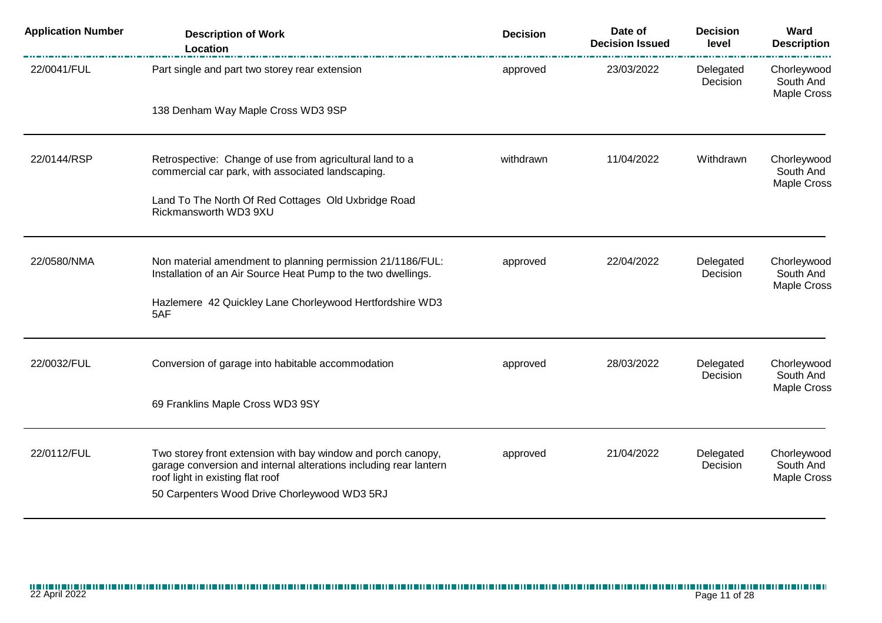| Application Number | Description of Work<br>Location | Decision | Date of Decision Issued | Decision level | Ward Description |
|---|---|---|---|---|---|
| 22/0041/FUL | Part single and part two storey rear extension<br><br>138 Denham Way Maple Cross WD3 9SP | approved | 23/03/2022 | Delegated Decision | Chorleywood South And Maple Cross |
| 22/0144/RSP | Retrospective: Change of use from agricultural land to a commercial car park, with associated landscaping.<br><br>Land To The North Of Red Cottages Old Uxbridge Road Rickmansworth WD3 9XU | withdrawn | 11/04/2022 | Withdrawn | Chorleywood South And Maple Cross |
| 22/0580/NMA | Non material amendment to planning permission 21/1186/FUL: Installation of an Air Source Heat Pump to the two dwellings.<br><br>Hazlemere 42 Quickley Lane Chorleywood Hertfordshire WD3 5AF | approved | 22/04/2022 | Delegated Decision | Chorleywood South And Maple Cross |
| 22/0032/FUL | Conversion of garage into habitable accommodation<br><br>69 Franklins Maple Cross WD3 9SY | approved | 28/03/2022 | Delegated Decision | Chorleywood South And Maple Cross |
| 22/0112/FUL | Two storey front extension with bay window and porch canopy, garage conversion and internal alterations including rear lantern roof light in existing flat roof<br><br>50 Carpenters Wood Drive Chorleywood WD3 5RJ | approved | 21/04/2022 | Delegated Decision | Chorleywood South And Maple Cross |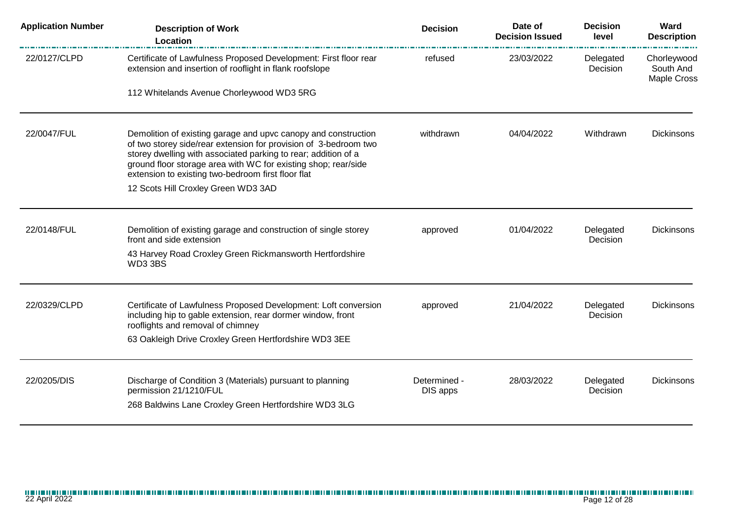| Application Number | Description of Work<br>Location | Decision | Date of Decision Issued | Decision level | Ward Description |
|---|---|---|---|---|---|
| 22/0127/CLPD | Certificate of Lawfulness Proposed Development: First floor rear extension and insertion of rooflight in flank roofslope<br>112 Whitelands Avenue Chorleywood WD3 5RG | refused | 23/03/2022 | Delegated Decision | Chorleywood South And Maple Cross |
| 22/0047/FUL | Demolition of existing garage and upvc canopy and construction of two storey side/rear extension for provision of 3-bedroom two storey dwelling with associated parking to rear; addition of a ground floor storage area with WC for existing shop; rear/side extension to existing two-bedroom first floor flat<br>12 Scots Hill Croxley Green WD3 3AD | withdrawn | 04/04/2022 | Withdrawn | Dickinsons |
| 22/0148/FUL | Demolition of existing garage and construction of single storey front and side extension<br>43 Harvey Road Croxley Green Rickmansworth Hertfordshire WD3 3BS | approved | 01/04/2022 | Delegated Decision | Dickinsons |
| 22/0329/CLPD | Certificate of Lawfulness Proposed Development: Loft conversion including hip to gable extension, rear dormer window, front rooflights and removal of chimney<br>63 Oakleigh Drive Croxley Green Hertfordshire WD3 3EE | approved | 21/04/2022 | Delegated Decision | Dickinsons |
| 22/0205/DIS | Discharge of Condition 3 (Materials) pursuant to planning permission 21/1210/FUL<br>268 Baldwins Lane Croxley Green Hertfordshire WD3 3LG | Determined - DIS apps | 28/03/2022 | Delegated Decision | Dickinsons |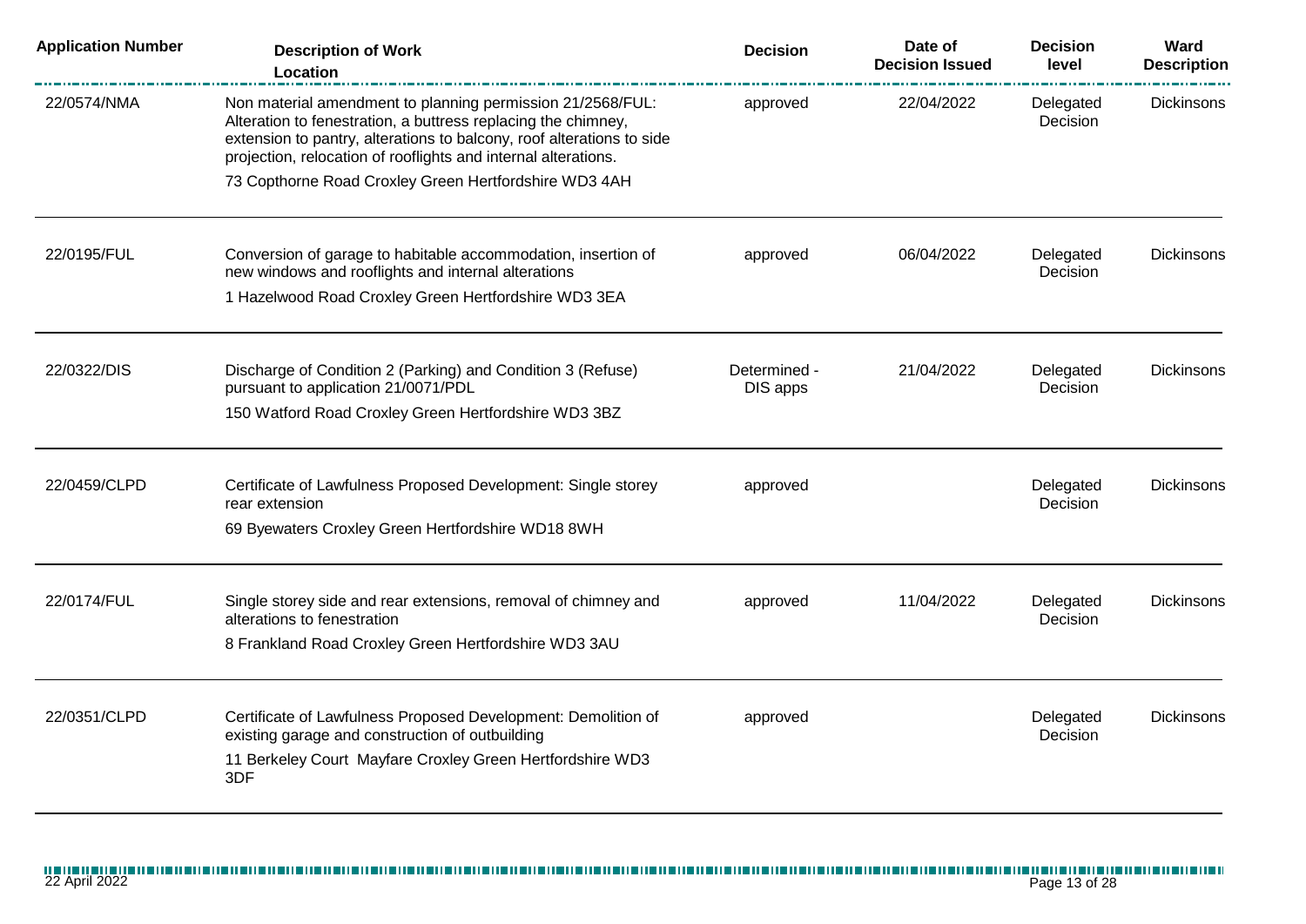| Application Number | Description of Work<br>Location | Decision | Date of Decision Issued | Decision level | Ward Description |
|---|---|---|---|---|---|
| 22/0574/NMA | Non material amendment to planning permission 21/2568/FUL: Alteration to fenestration, a buttress replacing the chimney, extension to pantry, alterations to balcony, roof alterations to side projection, relocation of rooflights and internal alterations.<br>73 Copthorne Road Croxley Green Hertfordshire WD3 4AH | approved | 22/04/2022 | Delegated Decision | Dickinsons |
| 22/0195/FUL | Conversion of garage to habitable accommodation, insertion of new windows and rooflights and internal alterations<br>1 Hazelwood Road Croxley Green Hertfordshire WD3 3EA | approved | 06/04/2022 | Delegated Decision | Dickinsons |
| 22/0322/DIS | Discharge of Condition 2 (Parking) and Condition 3 (Refuse) pursuant to application 21/0071/PDL<br>150 Watford Road Croxley Green Hertfordshire WD3 3BZ | Determined - DIS apps | 21/04/2022 | Delegated Decision | Dickinsons |
| 22/0459/CLPD | Certificate of Lawfulness Proposed Development: Single storey rear extension<br>69 Byewaters Croxley Green Hertfordshire WD18 8WH | approved | | Delegated Decision | Dickinsons |
| 22/0174/FUL | Single storey side and rear extensions, removal of chimney and alterations to fenestration<br>8 Frankland Road Croxley Green Hertfordshire WD3 3AU | approved | 11/04/2022 | Delegated Decision | Dickinsons |
| 22/0351/CLPD | Certificate of Lawfulness Proposed Development: Demolition of existing garage and construction of outbuilding<br>11 Berkeley Court Mayfare Croxley Green Hertfordshire WD3 3DF | approved | | Delegated Decision | Dickinsons |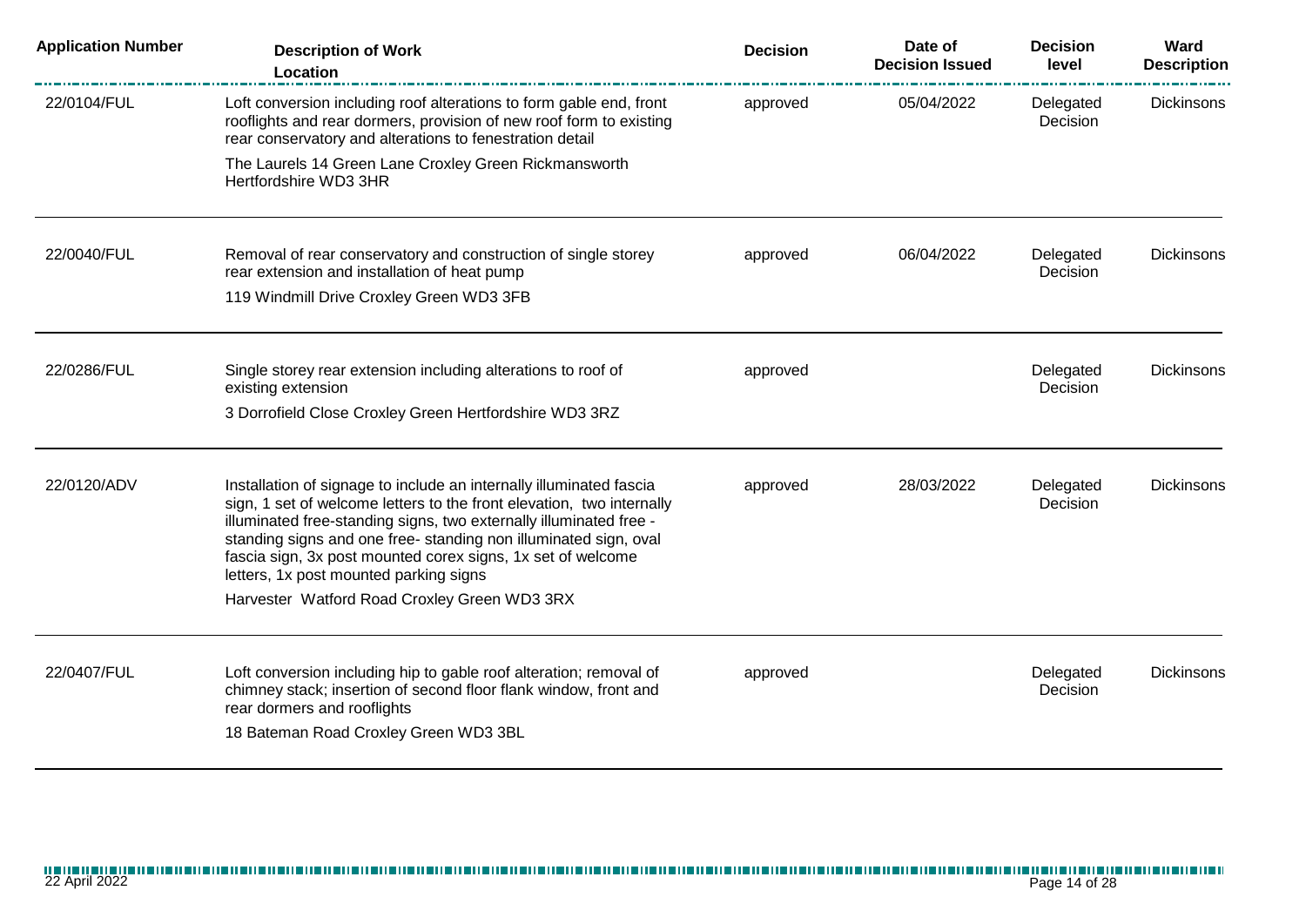| Application Number | Description of Work<br>Location | Decision | Date of Decision Issued | Decision level | Ward Description |
| --- | --- | --- | --- | --- | --- |
| 22/0104/FUL | Loft conversion including roof alterations to form gable end, front rooflights and rear dormers, provision of new roof form to existing rear conservatory and alterations to fenestration detail<br>The Laurels 14 Green Lane Croxley Green Rickmansworth Hertfordshire WD3 3HR | approved | 05/04/2022 | Delegated Decision | Dickinsons |
| 22/0040/FUL | Removal of rear conservatory and construction of single storey rear extension and installation of heat pump<br>119 Windmill Drive Croxley Green WD3 3FB | approved | 06/04/2022 | Delegated Decision | Dickinsons |
| 22/0286/FUL | Single storey rear extension including alterations to roof of existing extension<br>3 Dorrofield Close Croxley Green Hertfordshire WD3 3RZ | approved | | Delegated Decision | Dickinsons |
| 22/0120/ADV | Installation of signage to include an internally illuminated fascia sign, 1 set of welcome letters to the front elevation, two internally illuminated free-standing signs, two externally illuminated free - standing signs and one free- standing non illuminated sign, oval fascia sign, 3x post mounted corex signs, 1x set of welcome letters, 1x post mounted parking signs<br>Harvester Watford Road Croxley Green WD3 3RX | approved | 28/03/2022 | Delegated Decision | Dickinsons |
| 22/0407/FUL | Loft conversion including hip to gable roof alteration; removal of chimney stack; insertion of second floor flank window, front and rear dormers and rooflights<br>18 Bateman Road Croxley Green WD3 3BL | approved | | Delegated Decision | Dickinsons |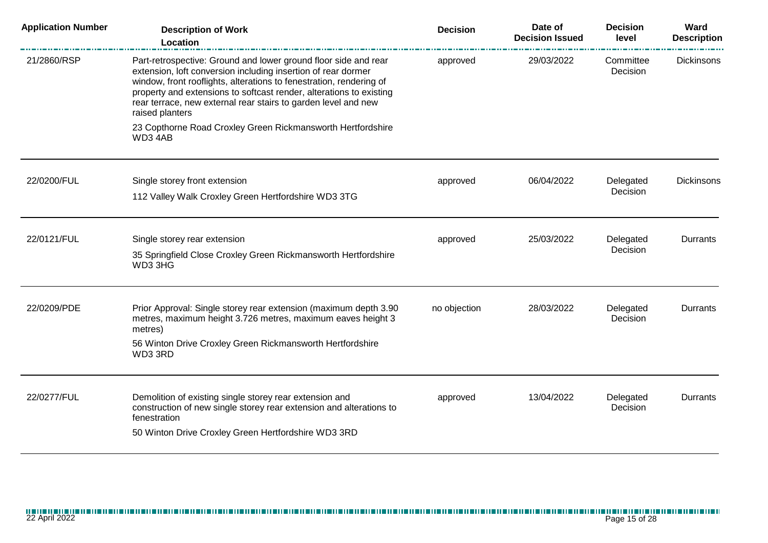| Application Number | Description of Work<br>Location | Decision | Date of Decision Issued | Decision level | Ward Description |
|---|---|---|---|---|---|
| 21/2860/RSP | Part-retrospective: Ground and lower ground floor side and rear extension, loft conversion including insertion of rear dormer window, front rooflights, alterations to fenestration, rendering of property and extensions to softcast render, alterations to existing rear terrace, new external rear stairs to garden level and new raised planters<br>23 Copthorne Road Croxley Green Rickmansworth Hertfordshire WD3 4AB | approved | 29/03/2022 | Committee Decision | Dickinsons |
| 22/0200/FUL | Single storey front extension<br>112 Valley Walk Croxley Green Hertfordshire WD3 3TG | approved | 06/04/2022 | Delegated Decision | Dickinsons |
| 22/0121/FUL | Single storey rear extension<br>35 Springfield Close Croxley Green Rickmansworth Hertfordshire WD3 3HG | approved | 25/03/2022 | Delegated Decision | Durrants |
| 22/0209/PDE | Prior Approval: Single storey rear extension (maximum depth 3.90 metres, maximum height 3.726 metres, maximum eaves height 3 metres)<br>56 Winton Drive Croxley Green Rickmansworth Hertfordshire WD3 3RD | no objection | 28/03/2022 | Delegated Decision | Durrants |
| 22/0277/FUL | Demolition of existing single storey rear extension and construction of new single storey rear extension and alterations to fenestration<br>50 Winton Drive Croxley Green Hertfordshire WD3 3RD | approved | 13/04/2022 | Delegated Decision | Durrants |

22 April 2022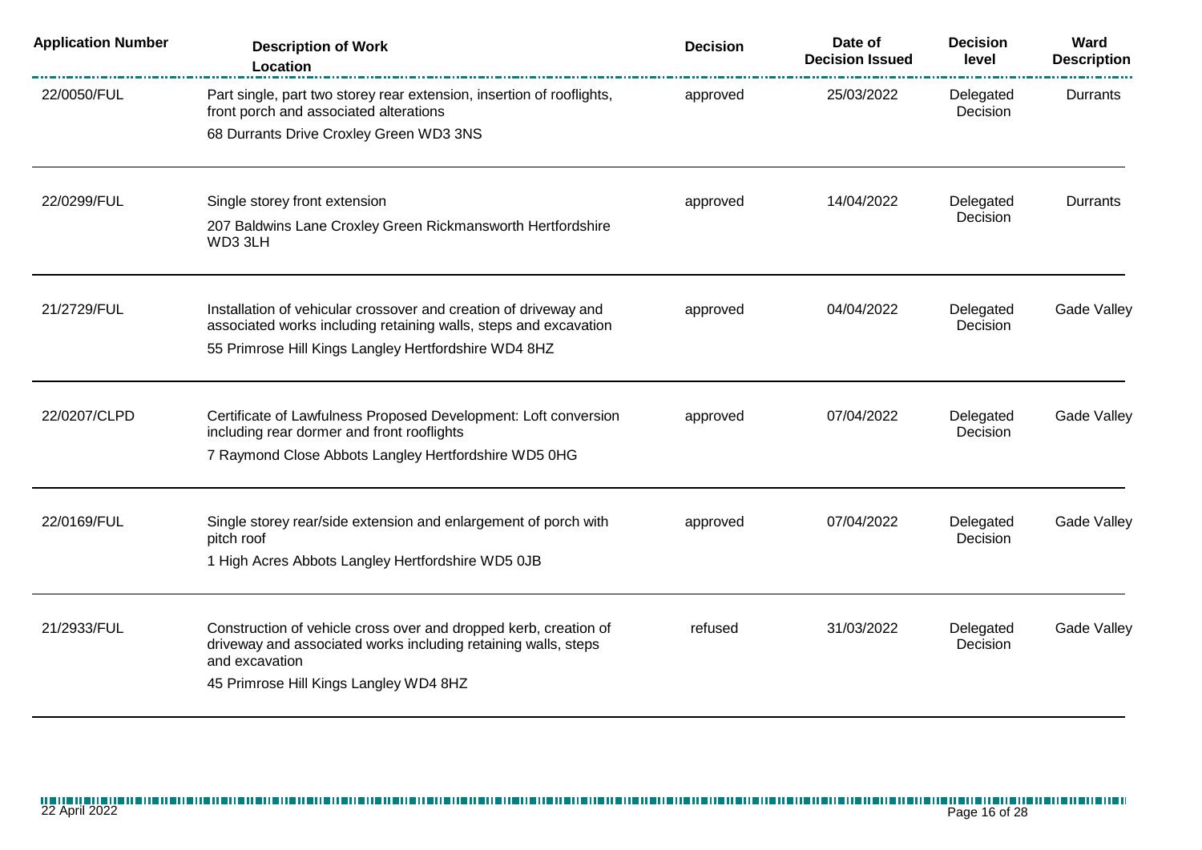| Application Number | Description of Work<br>Location | Decision | Date of Decision Issued | Decision level | Ward Description |
|---|---|---|---|---|---|
| 22/0050/FUL | Part single, part two storey rear extension, insertion of rooflights, front porch and associated alterations<br>68 Durrants Drive Croxley Green WD3 3NS | approved | 25/03/2022 | Delegated Decision | Durrants |
| 22/0299/FUL | Single storey front extension<br>207 Baldwins Lane Croxley Green Rickmansworth Hertfordshire WD3 3LH | approved | 14/04/2022 | Delegated Decision | Durrants |
| 21/2729/FUL | Installation of vehicular crossover and creation of driveway and associated works including retaining walls, steps and excavation<br>55 Primrose Hill Kings Langley Hertfordshire WD4 8HZ | approved | 04/04/2022 | Delegated Decision | Gade Valley |
| 22/0207/CLPD | Certificate of Lawfulness Proposed Development: Loft conversion including rear dormer and front rooflights<br>7 Raymond Close Abbots Langley Hertfordshire WD5 0HG | approved | 07/04/2022 | Delegated Decision | Gade Valley |
| 22/0169/FUL | Single storey rear/side extension and enlargement of porch with pitch roof<br>1 High Acres Abbots Langley Hertfordshire WD5 0JB | approved | 07/04/2022 | Delegated Decision | Gade Valley |
| 21/2933/FUL | Construction of vehicle cross over and dropped kerb, creation of driveway and associated works including retaining walls, steps and excavation<br>45 Primrose Hill Kings Langley WD4 8HZ | refused | 31/03/2022 | Delegated Decision | Gade Valley |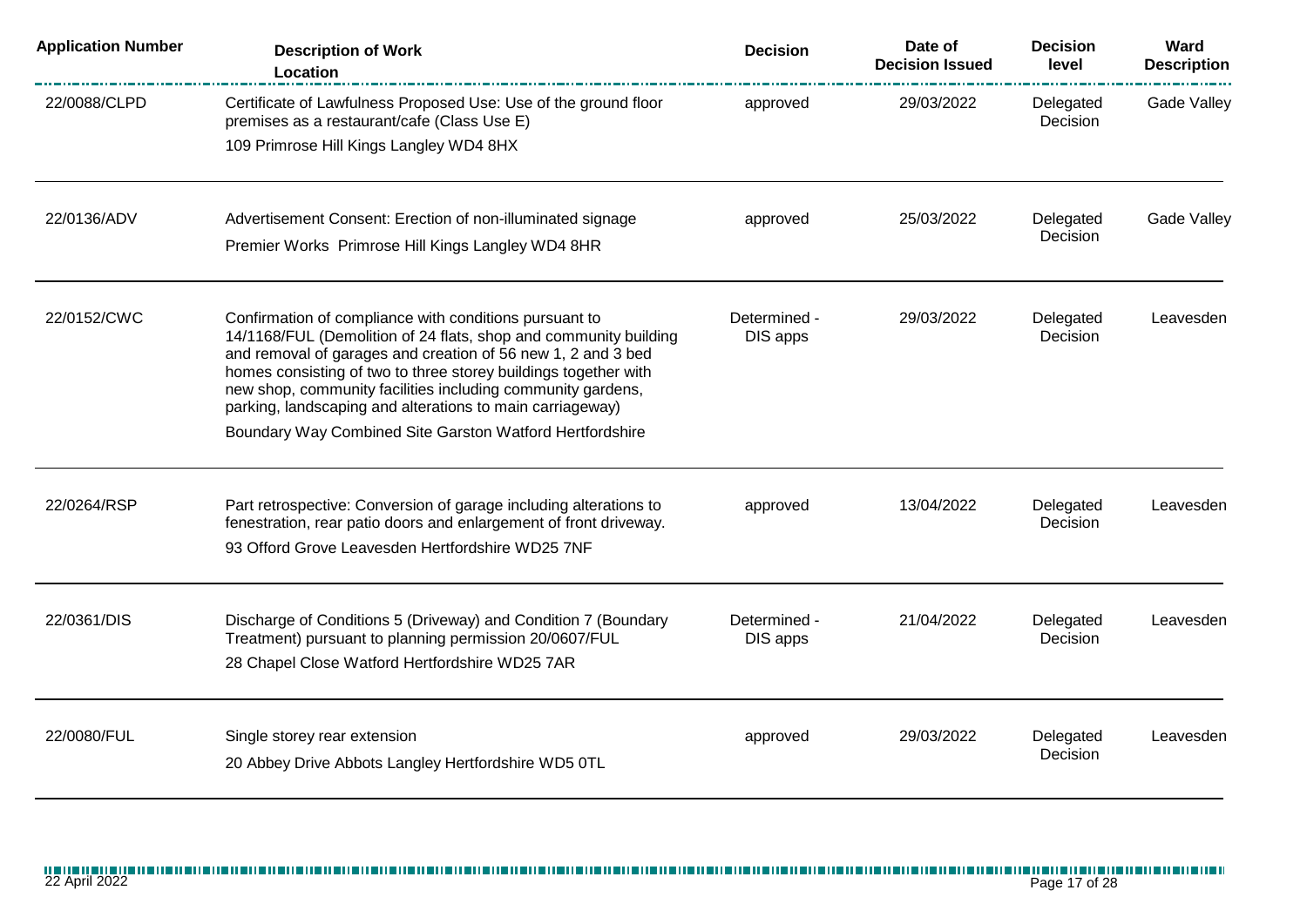| Application Number | Description of Work<br>Location | Decision | Date of Decision Issued | Decision level | Ward Description |
|---|---|---|---|---|---|
| 22/0088/CLPD | Certificate of Lawfulness Proposed Use: Use of the ground floor premises as a restaurant/cafe (Class Use E)<br>109 Primrose Hill Kings Langley WD4 8HX | approved | 29/03/2022 | Delegated Decision | Gade Valley |
| 22/0136/ADV | Advertisement Consent: Erection of non-illuminated signage<br>Premier Works Primrose Hill Kings Langley WD4 8HR | approved | 25/03/2022 | Delegated Decision | Gade Valley |
| 22/0152/CWC | Confirmation of compliance with conditions pursuant to 14/1168/FUL (Demolition of 24 flats, shop and community building and removal of garages and creation of 56 new 1, 2 and 3 bed homes consisting of two to three storey buildings together with new shop, community facilities including community gardens, parking, landscaping and alterations to main carriageway)<br>Boundary Way Combined Site Garston Watford Hertfordshire | Determined - DIS apps | 29/03/2022 | Delegated Decision | Leavesden |
| 22/0264/RSP | Part retrospective: Conversion of garage including alterations to fenestration, rear patio doors and enlargement of front driveway.<br>93 Offord Grove Leavesden Hertfordshire WD25 7NF | approved | 13/04/2022 | Delegated Decision | Leavesden |
| 22/0361/DIS | Discharge of Conditions 5 (Driveway) and Condition 7 (Boundary Treatment) pursuant to planning permission 20/0607/FUL<br>28 Chapel Close Watford Hertfordshire WD25 7AR | Determined - DIS apps | 21/04/2022 | Delegated Decision | Leavesden |
| 22/0080/FUL | Single storey rear extension<br>20 Abbey Drive Abbots Langley Hertfordshire WD5 0TL | approved | 29/03/2022 | Delegated Decision | Leavesden |

22 April 2022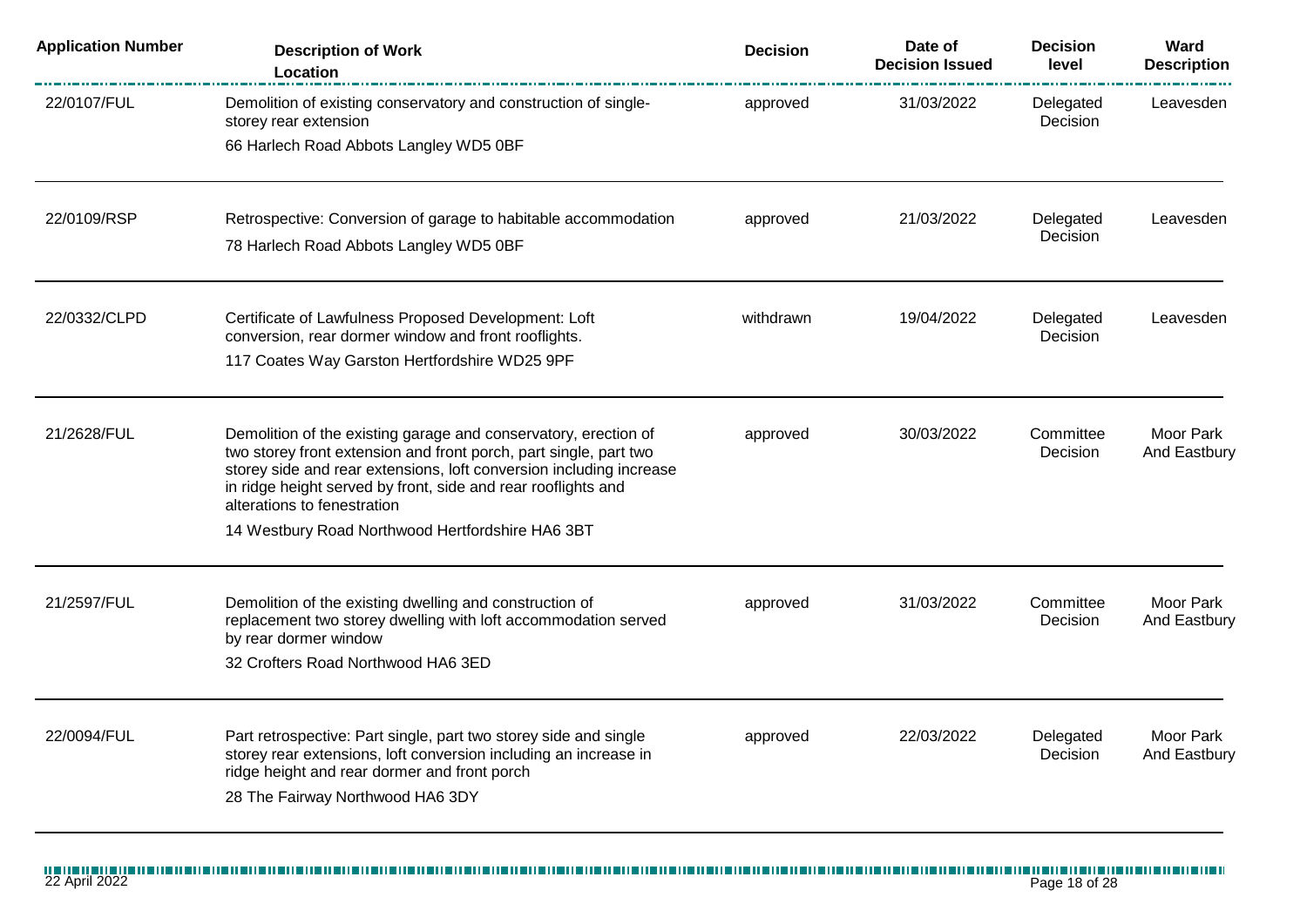| Application Number | Description of Work<br>Location | Decision | Date of Decision Issued | Decision level | Ward Description |
|---|---|---|---|---|---|
| 22/0107/FUL | Demolition of existing conservatory and construction of single-storey rear extension<br>66 Harlech Road Abbots Langley WD5 0BF | approved | 31/03/2022 | Delegated Decision | Leavesden |
| 22/0109/RSP | Retrospective: Conversion of garage to habitable accommodation<br>78 Harlech Road Abbots Langley WD5 0BF | approved | 21/03/2022 | Delegated Decision | Leavesden |
| 22/0332/CLPD | Certificate of Lawfulness Proposed Development: Loft conversion, rear dormer window and front rooflights.<br>117 Coates Way Garston Hertfordshire WD25 9PF | withdrawn | 19/04/2022 | Delegated Decision | Leavesden |
| 21/2628/FUL | Demolition of the existing garage and conservatory, erection of two storey front extension and front porch, part single, part two storey side and rear extensions, loft conversion including increase in ridge height served by front, side and rear rooflights and alterations to fenestration<br>14 Westbury Road Northwood Hertfordshire HA6 3BT | approved | 30/03/2022 | Committee Decision | Moor Park And Eastbury |
| 21/2597/FUL | Demolition of the existing dwelling and construction of replacement two storey dwelling with loft accommodation served by rear dormer window<br>32 Crofters Road Northwood HA6 3ED | approved | 31/03/2022 | Committee Decision | Moor Park And Eastbury |
| 22/0094/FUL | Part retrospective: Part single, part two storey side and single storey rear extensions, loft conversion including an increase in ridge height and rear dormer and front porch<br>28 The Fairway Northwood HA6 3DY | approved | 22/03/2022 | Delegated Decision | Moor Park And Eastbury |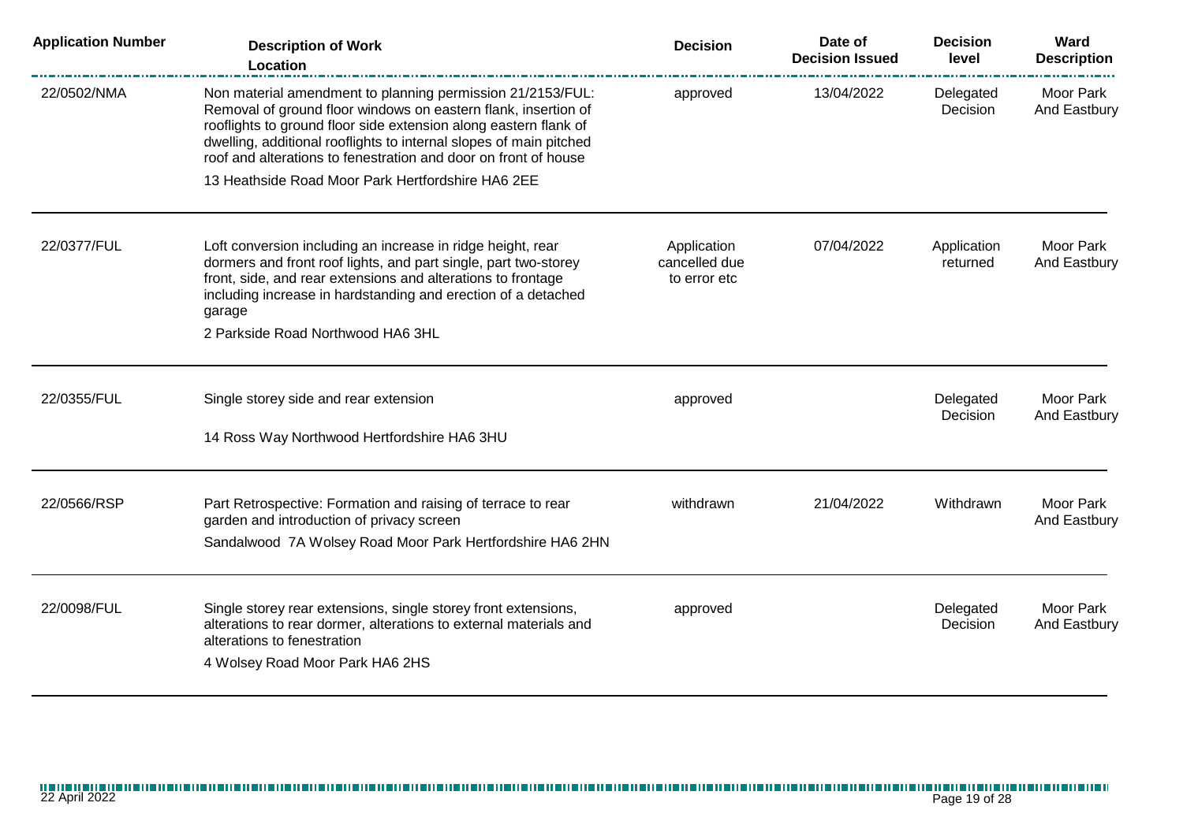| Application Number | Description of Work<br>Location | Decision | Date of Decision Issued | Decision level | Ward Description |
|---|---|---|---|---|---|
| 22/0502/NMA | Non material amendment to planning permission 21/2153/FUL: Removal of ground floor windows on eastern flank, insertion of rooflights to ground floor side extension along eastern flank of dwelling, additional rooflights to internal slopes of main pitched roof and alterations to fenestration and door on front of house<br>13 Heathside Road Moor Park Hertfordshire HA6 2EE | approved | 13/04/2022 | Delegated Decision | Moor Park And Eastbury |
| 22/0377/FUL | Loft conversion including an increase in ridge height, rear dormers and front roof lights, and part single, part two-storey front, side, and rear extensions and alterations to frontage including increase in hardstanding and erection of a detached garage<br>2 Parkside Road Northwood HA6 3HL | Application cancelled due to error etc | 07/04/2022 | Application returned | Moor Park And Eastbury |
| 22/0355/FUL | Single storey side and rear extension<br>14 Ross Way Northwood Hertfordshire HA6 3HU | approved | | Delegated Decision | Moor Park And Eastbury |
| 22/0566/RSP | Part Retrospective: Formation and raising of terrace to rear garden and introduction of privacy screen<br>Sandalwood 7A Wolsey Road Moor Park Hertfordshire HA6 2HN | withdrawn | 21/04/2022 | Withdrawn | Moor Park And Eastbury |
| 22/0098/FUL | Single storey rear extensions, single storey front extensions, alterations to rear dormer, alterations to external materials and alterations to fenestration<br>4 Wolsey Road Moor Park HA6 2HS | approved | | Delegated Decision | Moor Park And Eastbury |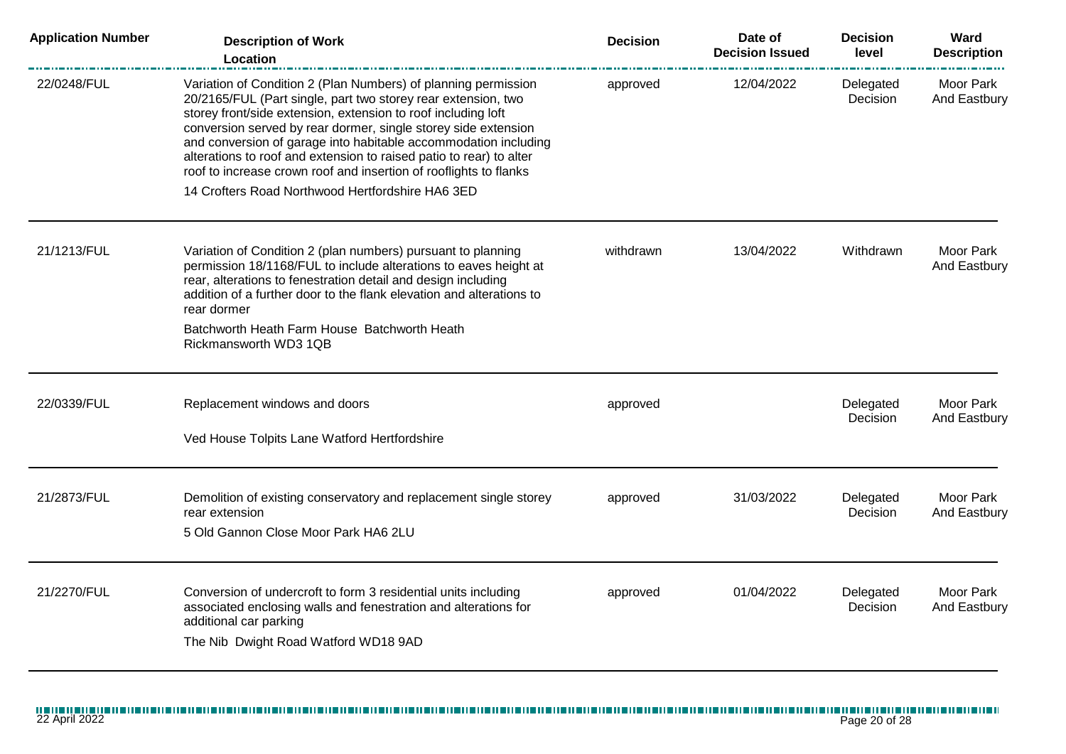| Application Number | Description of Work<br>Location | Decision | Date of Decision Issued | Decision level | Ward Description |
|---|---|---|---|---|---|
| 22/0248/FUL | Variation of Condition 2 (Plan Numbers) of planning permission 20/2165/FUL (Part single, part two storey rear extension, two storey front/side extension, extension to roof including loft conversion served by rear dormer, single storey side extension and conversion of garage into habitable accommodation including alterations to roof and extension to raised patio to rear) to alter roof to increase crown roof and insertion of rooflights to flanks<br>14 Crofters Road Northwood Hertfordshire HA6 3ED | approved | 12/04/2022 | Delegated Decision | Moor Park And Eastbury |
| 21/1213/FUL | Variation of Condition 2 (plan numbers) pursuant to planning permission 18/1168/FUL to include alterations to eaves height at rear, alterations to fenestration detail and design including addition of a further door to the flank elevation and alterations to rear dormer<br>Batchworth Heath Farm House Batchworth Heath Rickmansworth WD3 1QB | withdrawn | 13/04/2022 | Withdrawn | Moor Park And Eastbury |
| 22/0339/FUL | Replacement windows and doors<br>Ved House Tolpits Lane Watford Hertfordshire | approved | | Delegated Decision | Moor Park And Eastbury |
| 21/2873/FUL | Demolition of existing conservatory and replacement single storey rear extension<br>5 Old Gannon Close Moor Park HA6 2LU | approved | 31/03/2022 | Delegated Decision | Moor Park And Eastbury |
| 21/2270/FUL | Conversion of undercroft to form 3 residential units including associated enclosing walls and fenestration and alterations for additional car parking<br>The Nib Dwight Road Watford WD18 9AD | approved | 01/04/2022 | Delegated Decision | Moor Park And Eastbury |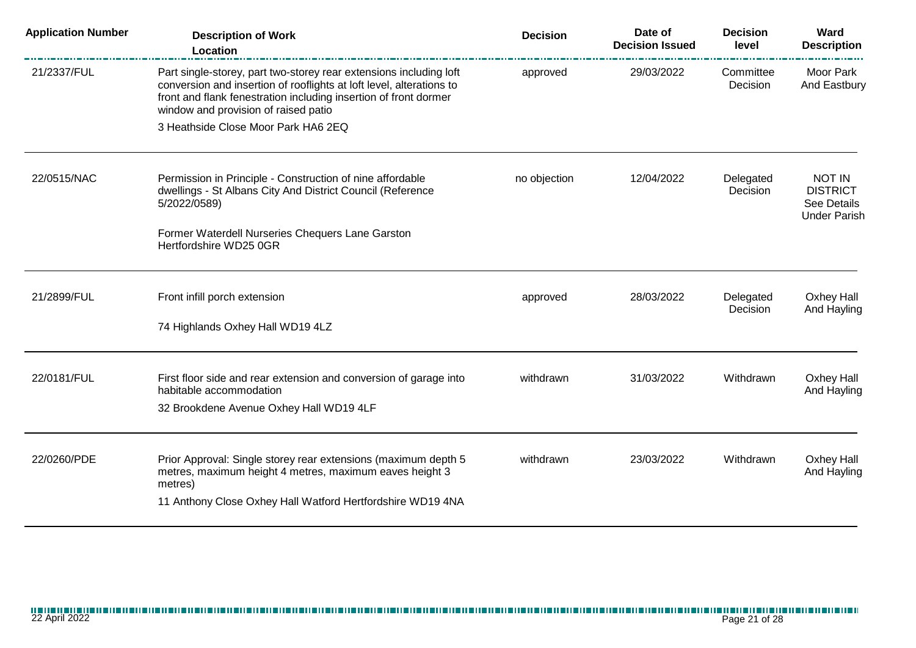| Application Number | Description of Work<br>Location | Decision | Date of Decision Issued | Decision level | Ward Description |
|---|---|---|---|---|---|
| 21/2337/FUL | Part single-storey, part two-storey rear extensions including loft conversion and insertion of rooflights at loft level, alterations to front and flank fenestration including insertion of front dormer window and provision of raised patio<br>3 Heathside Close Moor Park HA6 2EQ | approved | 29/03/2022 | Committee Decision | Moor Park And Eastbury |
| 22/0515/NAC | Permission in Principle - Construction of nine affordable dwellings - St Albans City And District Council (Reference 5/2022/0589)<br>Former Waterdell Nurseries Chequers Lane Garston Hertfordshire WD25 0GR | no objection | 12/04/2022 | Delegated Decision | NOT IN DISTRICT See Details Under Parish |
| 21/2899/FUL | Front infill porch extension<br>74 Highlands Oxhey Hall WD19 4LZ | approved | 28/03/2022 | Delegated Decision | Oxhey Hall And Hayling |
| 22/0181/FUL | First floor side and rear extension and conversion of garage into habitable accommodation<br>32 Brookdene Avenue Oxhey Hall WD19 4LF | withdrawn | 31/03/2022 | Withdrawn | Oxhey Hall And Hayling |
| 22/0260/PDE | Prior Approval: Single storey rear extensions (maximum depth 5 metres, maximum height 4 metres, maximum eaves height 3 metres)<br>11 Anthony Close Oxhey Hall Watford Hertfordshire WD19 4NA | withdrawn | 23/03/2022 | Withdrawn | Oxhey Hall And Hayling |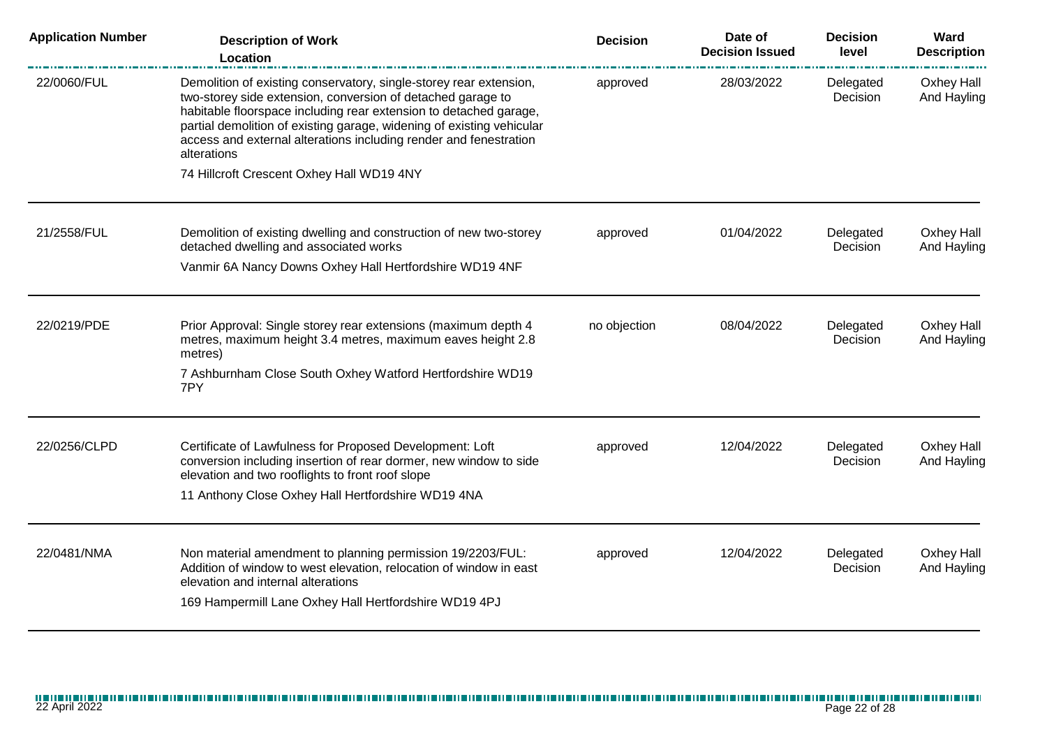| Application Number | Description of Work Location | Decision | Date of Decision Issued | Decision level | Ward Description |
|---|---|---|---|---|---|
| 22/0060/FUL | Demolition of existing conservatory, single-storey rear extension, two-storey side extension, conversion of detached garage to habitable floorspace including rear extension to detached garage, partial demolition of existing garage, widening of existing vehicular access and external alterations including render and fenestration alterations<br>74 Hillcroft Crescent Oxhey Hall WD19 4NY | approved | 28/03/2022 | Delegated Decision | Oxhey Hall And Hayling |
| 21/2558/FUL | Demolition of existing dwelling and construction of new two-storey detached dwelling and associated works<br>Vanmir 6A Nancy Downs Oxhey Hall Hertfordshire WD19 4NF | approved | 01/04/2022 | Delegated Decision | Oxhey Hall And Hayling |
| 22/0219/PDE | Prior Approval: Single storey rear extensions (maximum depth 4 metres, maximum height 3.4 metres, maximum eaves height 2.8 metres)<br>7 Ashburnham Close South Oxhey Watford Hertfordshire WD19 7PY | no objection | 08/04/2022 | Delegated Decision | Oxhey Hall And Hayling |
| 22/0256/CLPD | Certificate of Lawfulness for Proposed Development: Loft conversion including insertion of rear dormer, new window to side elevation and two rooflights to front roof slope<br>11 Anthony Close Oxhey Hall Hertfordshire WD19 4NA | approved | 12/04/2022 | Delegated Decision | Oxhey Hall And Hayling |
| 22/0481/NMA | Non material amendment to planning permission 19/2203/FUL: Addition of window to west elevation, relocation of window in east elevation and internal alterations<br>169 Hampermill Lane Oxhey Hall Hertfordshire WD19 4PJ | approved | 12/04/2022 | Delegated Decision | Oxhey Hall And Hayling |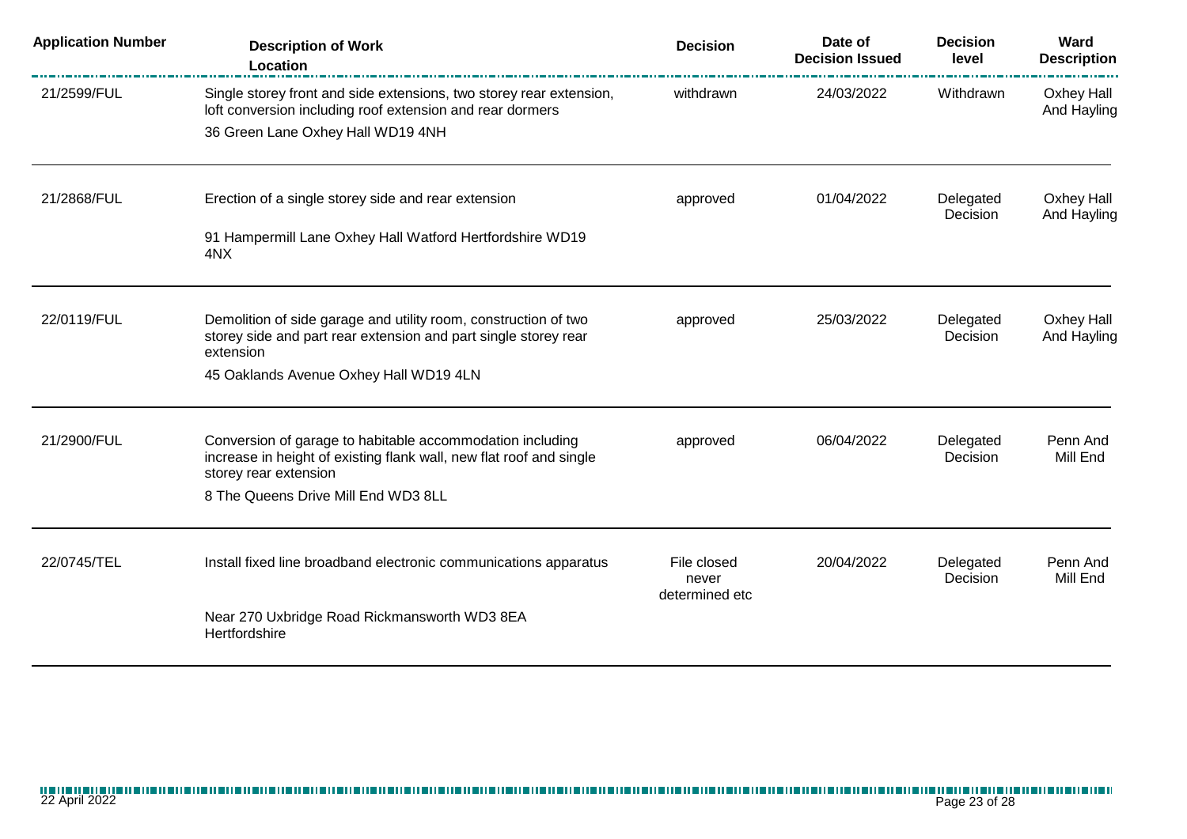| Application Number | Description of Work<br>Location | Decision | Date of Decision Issued | Decision level | Ward Description |
|---|---|---|---|---|---|
| 21/2599/FUL | Single storey front and side extensions, two storey rear extension, loft conversion including roof extension and rear dormers<br>36 Green Lane Oxhey Hall WD19 4NH | withdrawn | 24/03/2022 | Withdrawn | Oxhey Hall And Hayling |
| 21/2868/FUL | Erection of a single storey side and rear extension<br>91 Hampermill Lane Oxhey Hall Watford Hertfordshire WD19 4NX | approved | 01/04/2022 | Delegated Decision | Oxhey Hall And Hayling |
| 22/0119/FUL | Demolition of side garage and utility room, construction of two storey side and part rear extension and part single storey rear extension<br>45 Oaklands Avenue Oxhey Hall WD19 4LN | approved | 25/03/2022 | Delegated Decision | Oxhey Hall And Hayling |
| 21/2900/FUL | Conversion of garage to habitable accommodation including increase in height of existing flank wall, new flat roof and single storey rear extension<br>8 The Queens Drive Mill End WD3 8LL | approved | 06/04/2022 | Delegated Decision | Penn And Mill End |
| 22/0745/TEL | Install fixed line broadband electronic communications apparatus<br>Near 270 Uxbridge Road Rickmansworth WD3 8EA Hertfordshire | File closed never determined etc | 20/04/2022 | Delegated Decision | Penn And Mill End |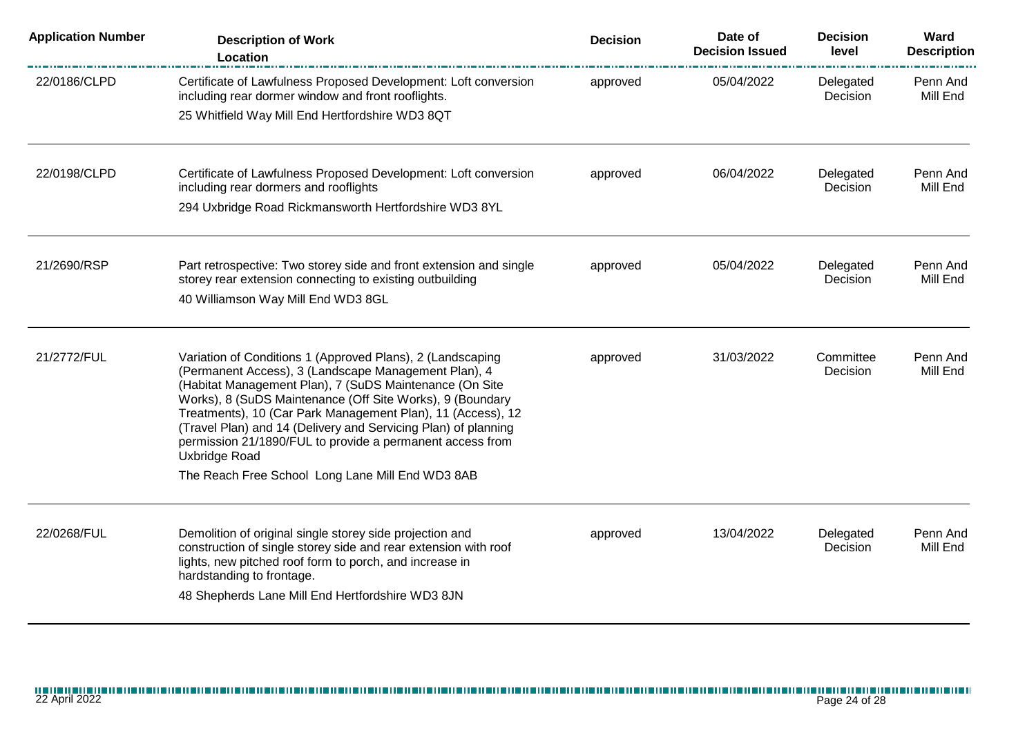| Application Number | Description of Work<br>Location | Decision | Date of Decision Issued | Decision level | Ward Description |
|---|---|---|---|---|---|
| 22/0186/CLPD | Certificate of Lawfulness Proposed Development: Loft conversion including rear dormer window and front rooflights.<br>25 Whitfield Way Mill End Hertfordshire WD3 8QT | approved | 05/04/2022 | Delegated Decision | Penn And Mill End |
| 22/0198/CLPD | Certificate of Lawfulness Proposed Development: Loft conversion including rear dormers and rooflights<br>294 Uxbridge Road Rickmansworth Hertfordshire WD3 8YL | approved | 06/04/2022 | Delegated Decision | Penn And Mill End |
| 21/2690/RSP | Part retrospective: Two storey side and front extension and single storey rear extension connecting to existing outbuilding<br>40 Williamson Way Mill End WD3 8GL | approved | 05/04/2022 | Delegated Decision | Penn And Mill End |
| 21/2772/FUL | Variation of Conditions 1 (Approved Plans), 2 (Landscaping (Permanent Access), 3 (Landscape Management Plan), 4 (Habitat Management Plan), 7 (SuDS Maintenance (On Site Works), 8 (SuDS Maintenance (Off Site Works), 9 (Boundary Treatments), 10 (Car Park Management Plan), 11 (Access), 12 (Travel Plan) and 14 (Delivery and Servicing Plan) of planning permission 21/1890/FUL to provide a permanent access from Uxbridge Road<br>The Reach Free School Long Lane Mill End WD3 8AB | approved | 31/03/2022 | Committee Decision | Penn And Mill End |
| 22/0268/FUL | Demolition of original single storey side projection and construction of single storey side and rear extension with roof lights, new pitched roof form to porch, and increase in hardstanding to frontage.<br>48 Shepherds Lane Mill End Hertfordshire WD3 8JN | approved | 13/04/2022 | Delegated Decision | Penn And Mill End |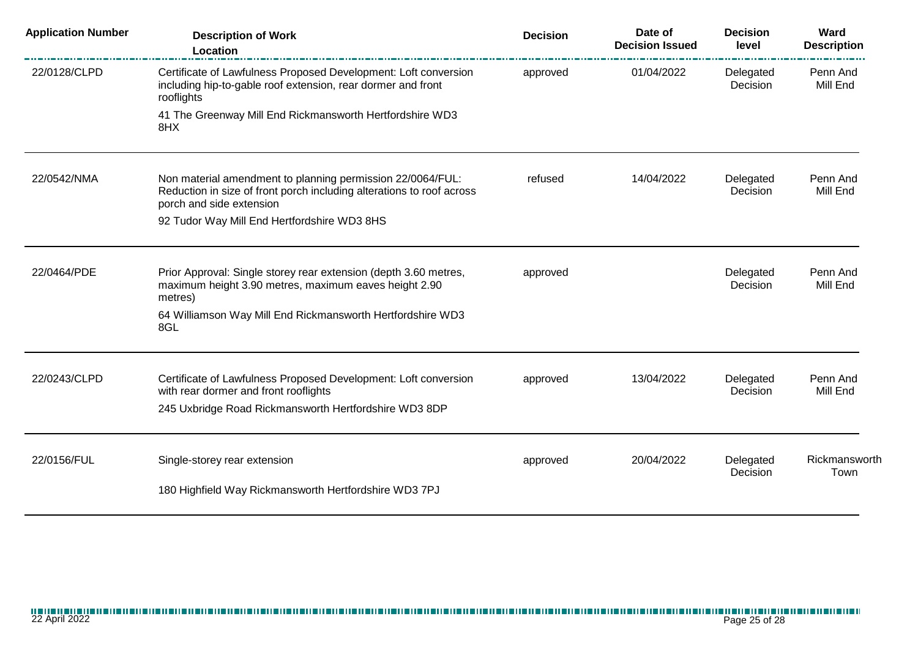| Application Number | Description of Work<br>Location | Decision | Date of Decision Issued | Decision level | Ward Description |
|---|---|---|---|---|---|
| 22/0128/CLPD | Certificate of Lawfulness Proposed Development: Loft conversion including hip-to-gable roof extension, rear dormer and front rooflights<br>41 The Greenway Mill End Rickmansworth Hertfordshire WD3 8HX | approved | 01/04/2022 | Delegated Decision | Penn And Mill End |
| 22/0542/NMA | Non material amendment to planning permission 22/0064/FUL: Reduction in size of front porch including alterations to roof across porch and side extension<br>92 Tudor Way Mill End Hertfordshire WD3 8HS | refused | 14/04/2022 | Delegated Decision | Penn And Mill End |
| 22/0464/PDE | Prior Approval: Single storey rear extension (depth 3.60 metres, maximum height 3.90 metres, maximum eaves height 2.90 metres)<br>64 Williamson Way Mill End Rickmansworth Hertfordshire WD3 8GL | approved | | Delegated Decision | Penn And Mill End |
| 22/0243/CLPD | Certificate of Lawfulness Proposed Development: Loft conversion with rear dormer and front rooflights<br>245 Uxbridge Road Rickmansworth Hertfordshire WD3 8DP | approved | 13/04/2022 | Delegated Decision | Penn And Mill End |
| 22/0156/FUL | Single-storey rear extension<br>180 Highfield Way Rickmansworth Hertfordshire WD3 7PJ | approved | 20/04/2022 | Delegated Decision | Rickmansworth Town |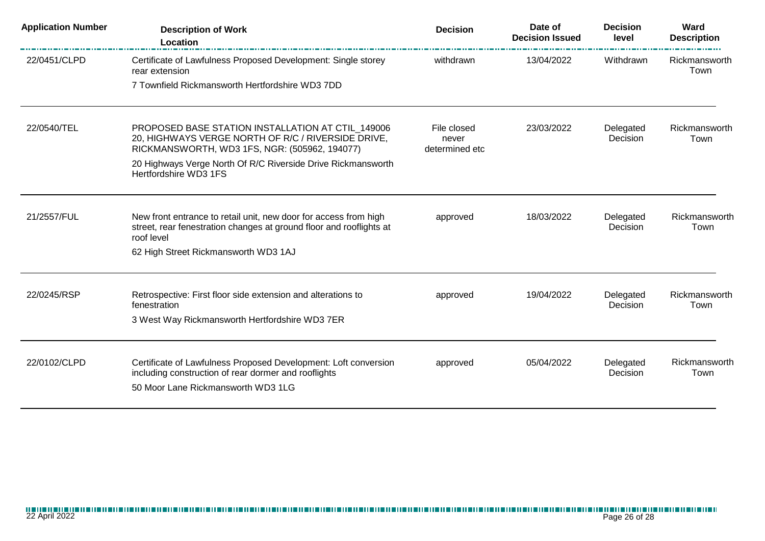| Application Number | Description of Work<br>Location | Decision | Date of Decision Issued | Decision level | Ward Description |
|---|---|---|---|---|---|
| 22/0451/CLPD | Certificate of Lawfulness Proposed Development: Single storey rear extension<br>7 Townfield Rickmansworth Hertfordshire WD3 7DD | withdrawn | 13/04/2022 | Withdrawn | Rickmansworth Town |
| 22/0540/TEL | PROPOSED BASE STATION INSTALLATION AT CTIL_149006 20, HIGHWAYS VERGE NORTH OF R/C / RIVERSIDE DRIVE, RICKMANSWORTH, WD3 1FS, NGR: (505962, 194077)<br>20 Highways Verge North Of R/C Riverside Drive Rickmansworth Hertfordshire WD3 1FS | File closed never determined etc | 23/03/2022 | Delegated Decision | Rickmansworth Town |
| 21/2557/FUL | New front entrance to retail unit, new door for access from high street, rear fenestration changes at ground floor and rooflights at roof level<br>62 High Street Rickmansworth WD3 1AJ | approved | 18/03/2022 | Delegated Decision | Rickmansworth Town |
| 22/0245/RSP | Retrospective: First floor side extension and alterations to fenestration<br>3 West Way Rickmansworth Hertfordshire WD3 7ER | approved | 19/04/2022 | Delegated Decision | Rickmansworth Town |
| 22/0102/CLPD | Certificate of Lawfulness Proposed Development: Loft conversion including construction of rear dormer and rooflights<br>50 Moor Lane Rickmansworth WD3 1LG | approved | 05/04/2022 | Delegated Decision | Rickmansworth Town |

22 April 2022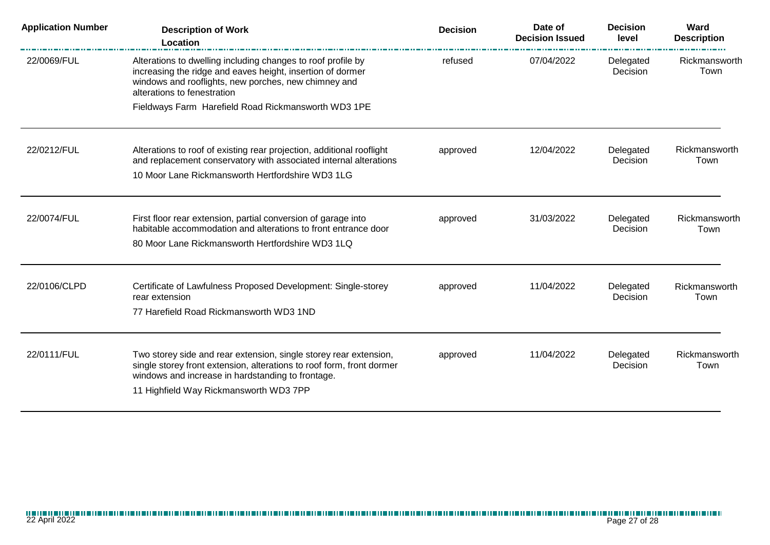| Application Number | Description of Work<br>Location | Decision | Date of Decision Issued | Decision level | Ward Description |
|---|---|---|---|---|---|
| 22/0069/FUL | Alterations to dwelling including changes to roof profile by increasing the ridge and eaves height, insertion of dormer windows and rooflights, new porches, new chimney and alterations to fenestration<br>Fieldways Farm Harefield Road Rickmansworth WD3 1PE | refused | 07/04/2022 | Delegated Decision | Rickmansworth Town |
| 22/0212/FUL | Alterations to roof of existing rear projection, additional rooflight and replacement conservatory with associated internal alterations<br>10 Moor Lane Rickmansworth Hertfordshire WD3 1LG | approved | 12/04/2022 | Delegated Decision | Rickmansworth Town |
| 22/0074/FUL | First floor rear extension, partial conversion of garage into habitable accommodation and alterations to front entrance door<br>80 Moor Lane Rickmansworth Hertfordshire WD3 1LQ | approved | 31/03/2022 | Delegated Decision | Rickmansworth Town |
| 22/0106/CLPD | Certificate of Lawfulness Proposed Development: Single-storey rear extension<br>77 Harefield Road Rickmansworth WD3 1ND | approved | 11/04/2022 | Delegated Decision | Rickmansworth Town |
| 22/0111/FUL | Two storey side and rear extension, single storey rear extension, single storey front extension, alterations to roof form, front dormer windows and increase in hardstanding to frontage.<br>11 Highfield Way Rickmansworth WD3 7PP | approved | 11/04/2022 | Delegated Decision | Rickmansworth Town |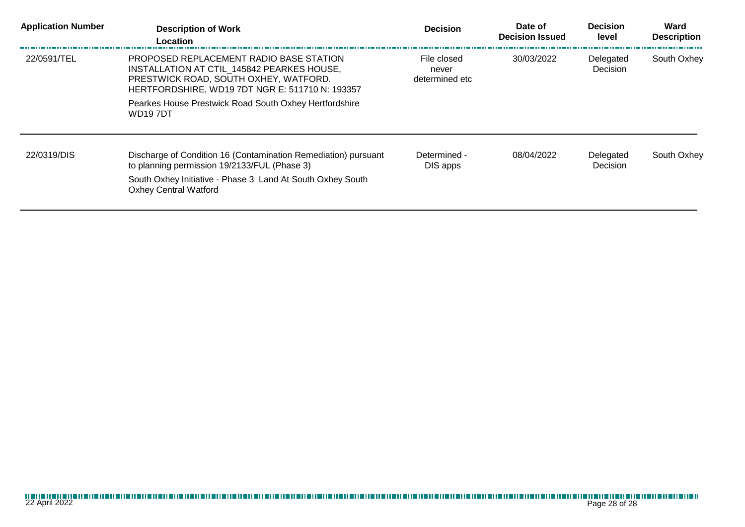| Application Number | Description of Work<br>Location | Decision | Date of Decision Issued | Decision level | Ward Description |
|---|---|---|---|---|---|
| 22/0591/TEL | PROPOSED REPLACEMENT RADIO BASE STATION INSTALLATION AT CTIL_145842 PEARKES HOUSE, PRESTWICK ROAD, SOUTH OXHEY, WATFORD. HERTFORDSHIRE, WD19 7DT NGR E: 511710 N: 193357<br>Pearkes House Prestwick Road South Oxhey Hertfordshire WD19 7DT | File closed never determined etc | 30/03/2022 | Delegated Decision | South Oxhey |
| 22/0319/DIS | Discharge of Condition 16 (Contamination Remediation) pursuant to planning permission 19/2133/FUL (Phase 3)<br>South Oxhey Initiative - Phase 3 Land At South Oxhey South Oxhey Central Watford | Determined - DIS apps | 08/04/2022 | Delegated Decision | South Oxhey |